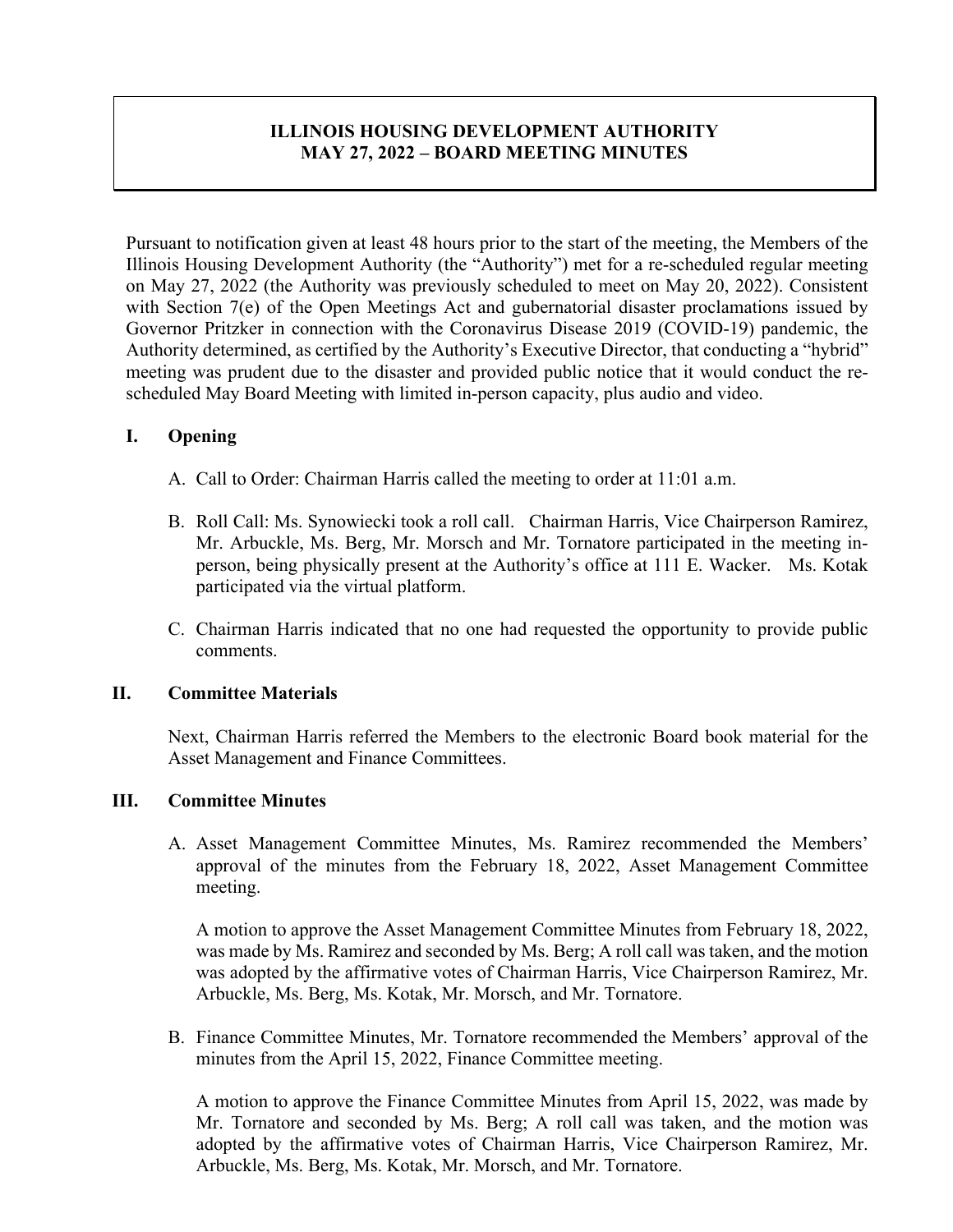# ILLINOIS HOUSING DEVELOPMENT AUTHORITY
# MAY 27, 2022 – BOARD MEETING MINUTES

Pursuant to notification given at least 48 hours prior to the start of the meeting, the Members of the Illinois Housing Development Authority (the "Authority") met for a re-scheduled regular meeting on May 27, 2022 (the Authority was previously scheduled to meet on May 20, 2022). Consistent with Section 7(e) of the Open Meetings Act and gubernatorial disaster proclamations issued by Governor Pritzker in connection with the Coronavirus Disease 2019 (COVID-19) pandemic, the Authority determined, as certified by the Authority's Executive Director, that conducting a "hybrid" meeting was prudent due to the disaster and provided public notice that it would conduct the re-scheduled May Board Meeting with limited in-person capacity, plus audio and video.

## I. Opening

A. Call to Order: Chairman Harris called the meeting to order at 11:01 a.m.

B. Roll Call: Ms. Synowiecki took a roll call. Chairman Harris, Vice Chairperson Ramirez, Mr. Arbuckle, Ms. Berg, Mr. Morsch and Mr. Tornatore participated in the meeting in-person, being physically present at the Authority's office at 111 E. Wacker. Ms. Kotak participated via the virtual platform.

C. Chairman Harris indicated that no one had requested the opportunity to provide public comments.

## II. Committee Materials

Next, Chairman Harris referred the Members to the electronic Board book material for the Asset Management and Finance Committees.

## III. Committee Minutes

A. Asset Management Committee Minutes, Ms. Ramirez recommended the Members' approval of the minutes from the February 18, 2022, Asset Management Committee meeting.

A motion to approve the Asset Management Committee Minutes from February 18, 2022, was made by Ms. Ramirez and seconded by Ms. Berg; A roll call was taken, and the motion was adopted by the affirmative votes of Chairman Harris, Vice Chairperson Ramirez, Mr. Arbuckle, Ms. Berg, Ms. Kotak, Mr. Morsch, and Mr. Tornatore.

B. Finance Committee Minutes, Mr. Tornatore recommended the Members' approval of the minutes from the April 15, 2022, Finance Committee meeting.

A motion to approve the Finance Committee Minutes from April 15, 2022, was made by Mr. Tornatore and seconded by Ms. Berg; A roll call was taken, and the motion was adopted by the affirmative votes of Chairman Harris, Vice Chairperson Ramirez, Mr. Arbuckle, Ms. Berg, Ms. Kotak, Mr. Morsch, and Mr. Tornatore.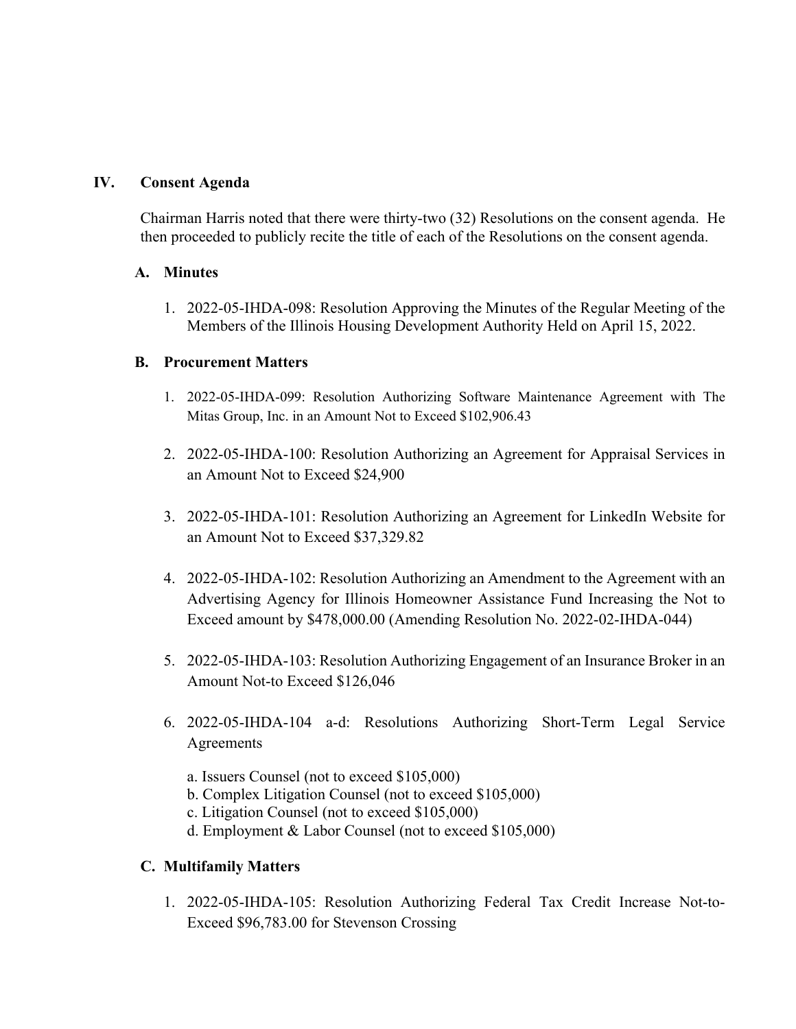## IV. Consent Agenda

Chairman Harris noted that there were thirty-two (32) Resolutions on the consent agenda. He then proceeded to publicly recite the title of each of the Resolutions on the consent agenda.

### A. Minutes

1. 2022-05-IHDA-098: Resolution Approving the Minutes of the Regular Meeting of the Members of the Illinois Housing Development Authority Held on April 15, 2022.

### B. Procurement Matters

1. 2022-05-IHDA-099: Resolution Authorizing Software Maintenance Agreement with The Mitas Group, Inc. in an Amount Not to Exceed $102,906.43

2. 2022-05-IHDA-100: Resolution Authorizing an Agreement for Appraisal Services in an Amount Not to Exceed $24,900

3. 2022-05-IHDA-101: Resolution Authorizing an Agreement for LinkedIn Website for an Amount Not to Exceed $37,329.82

4. 2022-05-IHDA-102: Resolution Authorizing an Amendment to the Agreement with an Advertising Agency for Illinois Homeowner Assistance Fund Increasing the Not to Exceed amount by $478,000.00 (Amending Resolution No. 2022-02-IHDA-044)

5. 2022-05-IHDA-103: Resolution Authorizing Engagement of an Insurance Broker in an Amount Not-to Exceed $126,046

6. 2022-05-IHDA-104 a-d: Resolutions Authorizing Short-Term Legal Service Agreements

   a. Issuers Counsel (not to exceed $105,000)
   b. Complex Litigation Counsel (not to exceed $105,000)
   c. Litigation Counsel (not to exceed $105,000)
   d. Employment & Labor Counsel (not to exceed $105,000)

### C. Multifamily Matters

1. 2022-05-IHDA-105: Resolution Authorizing Federal Tax Credit Increase Not-to-Exceed $96,783.00 for Stevenson Crossing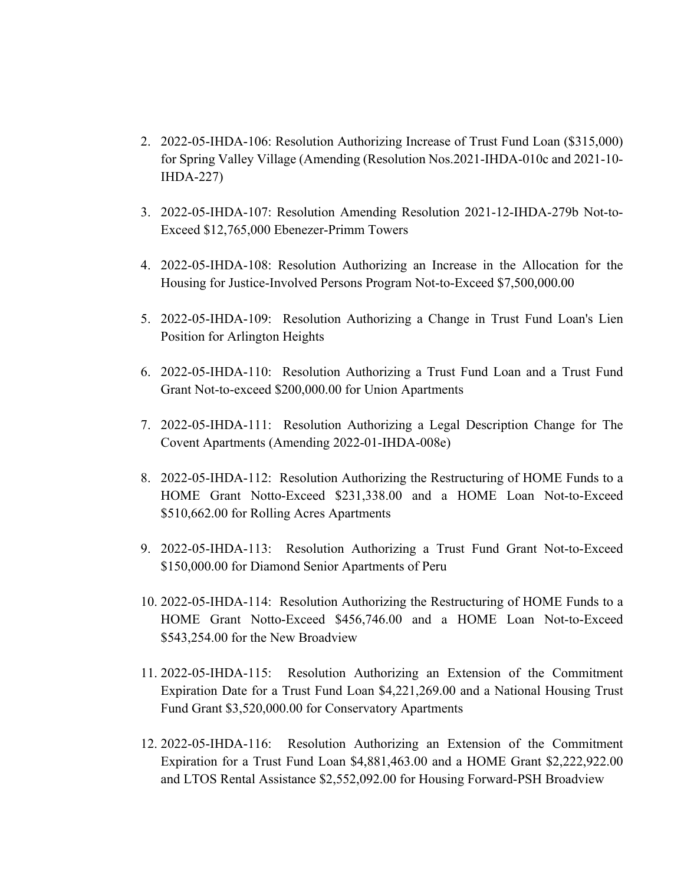2. 2022-05-IHDA-106: Resolution Authorizing Increase of Trust Fund Loan ($315,000) for Spring Valley Village (Amending (Resolution Nos.2021-IHDA-010c and 2021-10-IHDA-227)

3. 2022-05-IHDA-107: Resolution Amending Resolution 2021-12-IHDA-279b Not-to-Exceed $12,765,000 Ebenezer-Primm Towers

4. 2022-05-IHDA-108: Resolution Authorizing an Increase in the Allocation for the Housing for Justice-Involved Persons Program Not-to-Exceed $7,500,000.00

5. 2022-05-IHDA-109: Resolution Authorizing a Change in Trust Fund Loan's Lien Position for Arlington Heights

6. 2022-05-IHDA-110: Resolution Authorizing a Trust Fund Loan and a Trust Fund Grant Not-to-exceed $200,000.00 for Union Apartments

7. 2022-05-IHDA-111: Resolution Authorizing a Legal Description Change for The Covent Apartments (Amending 2022-01-IHDA-008e)

8. 2022-05-IHDA-112: Resolution Authorizing the Restructuring of HOME Funds to a HOME Grant Notto-Exceed $231,338.00 and a HOME Loan Not-to-Exceed $510,662.00 for Rolling Acres Apartments

9. 2022-05-IHDA-113: Resolution Authorizing a Trust Fund Grant Not-to-Exceed $150,000.00 for Diamond Senior Apartments of Peru

10. 2022-05-IHDA-114: Resolution Authorizing the Restructuring of HOME Funds to a HOME Grant Notto-Exceed $456,746.00 and a HOME Loan Not-to-Exceed $543,254.00 for the New Broadview

11. 2022-05-IHDA-115: Resolution Authorizing an Extension of the Commitment Expiration Date for a Trust Fund Loan $4,221,269.00 and a National Housing Trust Fund Grant $3,520,000.00 for Conservatory Apartments

12. 2022-05-IHDA-116: Resolution Authorizing an Extension of the Commitment Expiration for a Trust Fund Loan $4,881,463.00 and a HOME Grant $2,222,922.00 and LTOS Rental Assistance $2,552,092.00 for Housing Forward-PSH Broadview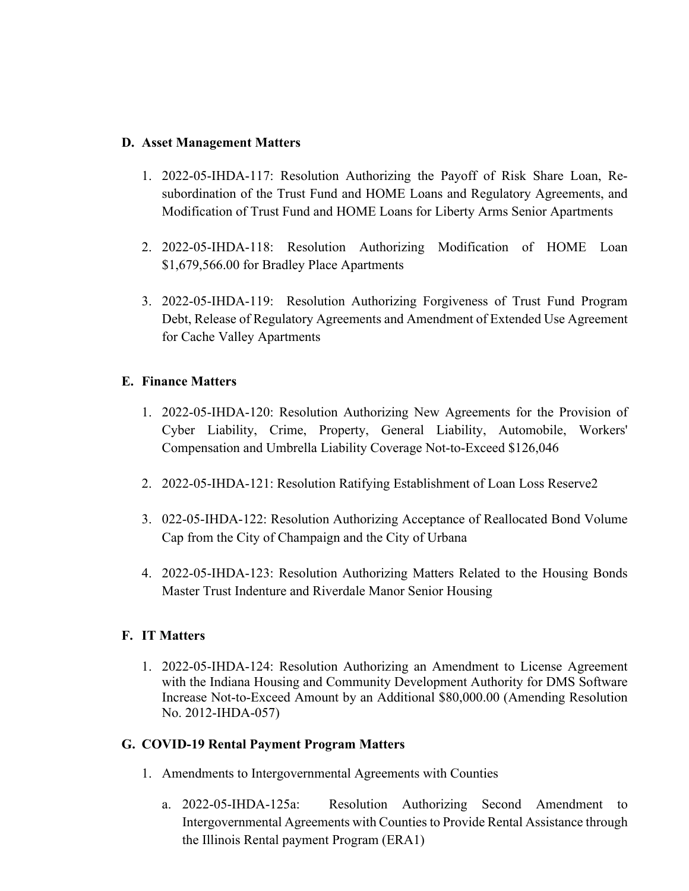**D. Asset Management Matters**

1. 2022-05-IHDA-117: Resolution Authorizing the Payoff of Risk Share Loan, Re-subordination of the Trust Fund and HOME Loans and Regulatory Agreements, and Modification of Trust Fund and HOME Loans for Liberty Arms Senior Apartments

2. 2022-05-IHDA-118: Resolution Authorizing Modification of HOME Loan $1,679,566.00 for Bradley Place Apartments

3. 2022-05-IHDA-119: Resolution Authorizing Forgiveness of Trust Fund Program Debt, Release of Regulatory Agreements and Amendment of Extended Use Agreement for Cache Valley Apartments

**E. Finance Matters**

1. 2022-05-IHDA-120: Resolution Authorizing New Agreements for the Provision of Cyber Liability, Crime, Property, General Liability, Automobile, Workers' Compensation and Umbrella Liability Coverage Not-to-Exceed $126,046

2. 2022-05-IHDA-121: Resolution Ratifying Establishment of Loan Loss Reserve2

3. 022-05-IHDA-122: Resolution Authorizing Acceptance of Reallocated Bond Volume Cap from the City of Champaign and the City of Urbana

4. 2022-05-IHDA-123: Resolution Authorizing Matters Related to the Housing Bonds Master Trust Indenture and Riverdale Manor Senior Housing

**F. IT Matters**

1. 2022-05-IHDA-124: Resolution Authorizing an Amendment to License Agreement with the Indiana Housing and Community Development Authority for DMS Software Increase Not-to-Exceed Amount by an Additional $80,000.00 (Amending Resolution No. 2012-IHDA-057)

**G. COVID-19 Rental Payment Program Matters**

1. Amendments to Intergovernmental Agreements with Counties

   a. 2022-05-IHDA-125a: Resolution Authorizing Second Amendment to Intergovernmental Agreements with Counties to Provide Rental Assistance through the Illinois Rental payment Program (ERA1)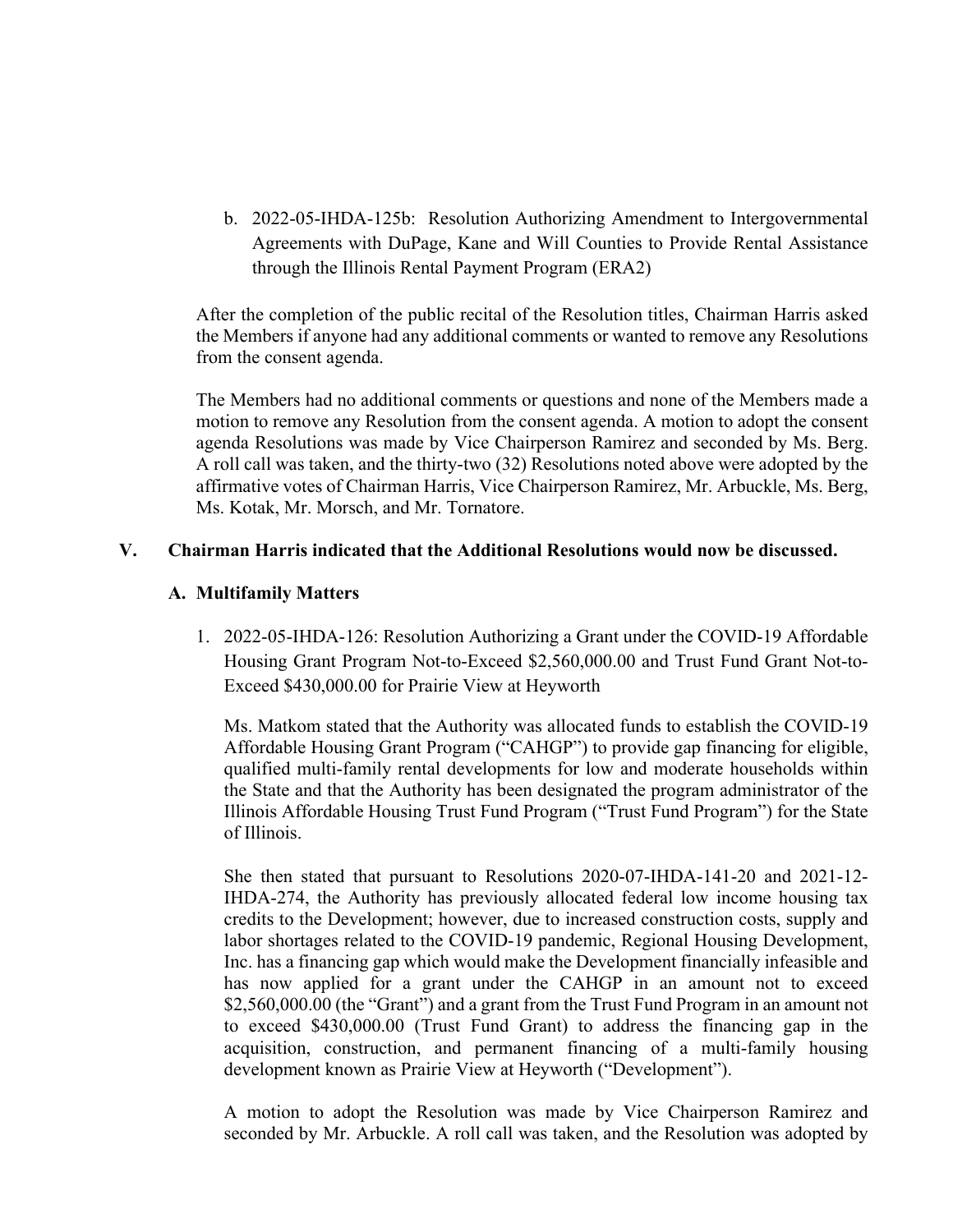b. 2022-05-IHDA-125b: Resolution Authorizing Amendment to Intergovernmental Agreements with DuPage, Kane and Will Counties to Provide Rental Assistance through the Illinois Rental Payment Program (ERA2)

After the completion of the public recital of the Resolution titles, Chairman Harris asked the Members if anyone had any additional comments or wanted to remove any Resolutions from the consent agenda.

The Members had no additional comments or questions and none of the Members made a motion to remove any Resolution from the consent agenda. A motion to adopt the consent agenda Resolutions was made by Vice Chairperson Ramirez and seconded by Ms. Berg. A roll call was taken, and the thirty-two (32) Resolutions noted above were adopted by the affirmative votes of Chairman Harris, Vice Chairperson Ramirez, Mr. Arbuckle, Ms. Berg, Ms. Kotak, Mr. Morsch, and Mr. Tornatore.

**V. Chairman Harris indicated that the Additional Resolutions would now be discussed.**

**A. Multifamily Matters**

1. 2022-05-IHDA-126: Resolution Authorizing a Grant under the COVID-19 Affordable Housing Grant Program Not-to-Exceed $2,560,000.00 and Trust Fund Grant Not-to-Exceed $430,000.00 for Prairie View at Heyworth

   Ms. Matkom stated that the Authority was allocated funds to establish the COVID-19 Affordable Housing Grant Program ("CAHGP") to provide gap financing for eligible, qualified multi-family rental developments for low and moderate households within the State and that the Authority has been designated the program administrator of the Illinois Affordable Housing Trust Fund Program ("Trust Fund Program") for the State of Illinois.

   She then stated that pursuant to Resolutions 2020-07-IHDA-141-20 and 2021-12-IHDA-274, the Authority has previously allocated federal low income housing tax credits to the Development; however, due to increased construction costs, supply and labor shortages related to the COVID-19 pandemic, Regional Housing Development, Inc. has a financing gap which would make the Development financially infeasible and has now applied for a grant under the CAHGP in an amount not to exceed $2,560,000.00 (the "Grant") and a grant from the Trust Fund Program in an amount not to exceed $430,000.00 (Trust Fund Grant) to address the financing gap in the acquisition, construction, and permanent financing of a multi-family housing development known as Prairie View at Heyworth ("Development").

   A motion to adopt the Resolution was made by Vice Chairperson Ramirez and seconded by Mr. Arbuckle. A roll call was taken, and the Resolution was adopted by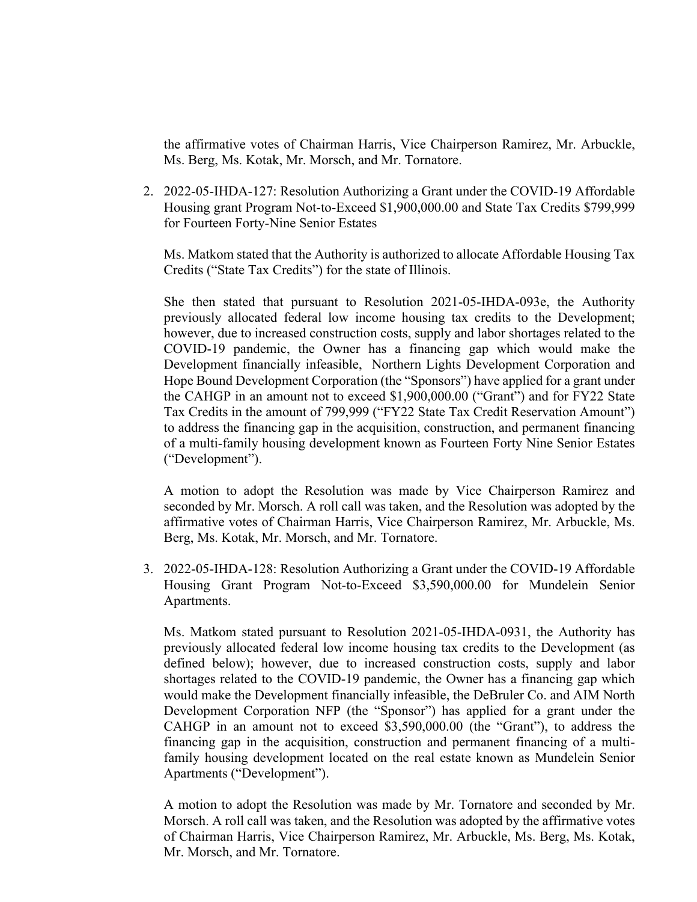the affirmative votes of Chairman Harris, Vice Chairperson Ramirez, Mr. Arbuckle, Ms. Berg, Ms. Kotak, Mr. Morsch, and Mr. Tornatore.

2. 2022-05-IHDA-127: Resolution Authorizing a Grant under the COVID-19 Affordable Housing grant Program Not-to-Exceed $1,900,000.00 and State Tax Credits $799,999 for Fourteen Forty-Nine Senior Estates

   Ms. Matkom stated that the Authority is authorized to allocate Affordable Housing Tax Credits ("State Tax Credits") for the state of Illinois.

   She then stated that pursuant to Resolution 2021-05-IHDA-093e, the Authority previously allocated federal low income housing tax credits to the Development; however, due to increased construction costs, supply and labor shortages related to the COVID-19 pandemic, the Owner has a financing gap which would make the Development financially infeasible, Northern Lights Development Corporation and Hope Bound Development Corporation (the "Sponsors") have applied for a grant under the CAHGP in an amount not to exceed $1,900,000.00 ("Grant") and for FY22 State Tax Credits in the amount of 799,999 ("FY22 State Tax Credit Reservation Amount") to address the financing gap in the acquisition, construction, and permanent financing of a multi-family housing development known as Fourteen Forty Nine Senior Estates ("Development").

   A motion to adopt the Resolution was made by Vice Chairperson Ramirez and seconded by Mr. Morsch. A roll call was taken, and the Resolution was adopted by the affirmative votes of Chairman Harris, Vice Chairperson Ramirez, Mr. Arbuckle, Ms. Berg, Ms. Kotak, Mr. Morsch, and Mr. Tornatore.

3. 2022-05-IHDA-128: Resolution Authorizing a Grant under the COVID-19 Affordable Housing Grant Program Not-to-Exceed $3,590,000.00 for Mundelein Senior Apartments.

   Ms. Matkom stated pursuant to Resolution 2021-05-IHDA-0931, the Authority has previously allocated federal low income housing tax credits to the Development (as defined below); however, due to increased construction costs, supply and labor shortages related to the COVID-19 pandemic, the Owner has a financing gap which would make the Development financially infeasible, the DeBruler Co. and AIM North Development Corporation NFP (the "Sponsor") has applied for a grant under the CAHGP in an amount not to exceed $3,590,000.00 (the "Grant"), to address the financing gap in the acquisition, construction and permanent financing of a multi-family housing development located on the real estate known as Mundelein Senior Apartments ("Development").

   A motion to adopt the Resolution was made by Mr. Tornatore and seconded by Mr. Morsch. A roll call was taken, and the Resolution was adopted by the affirmative votes of Chairman Harris, Vice Chairperson Ramirez, Mr. Arbuckle, Ms. Berg, Ms. Kotak, Mr. Morsch, and Mr. Tornatore.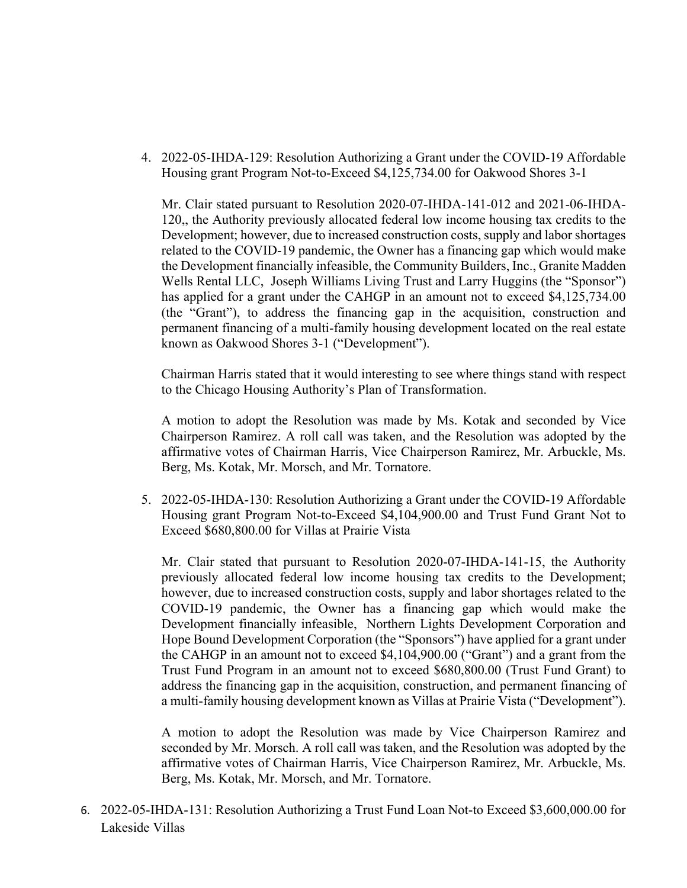4. 2022-05-IHDA-129: Resolution Authorizing a Grant under the COVID-19 Affordable Housing grant Program Not-to-Exceed $4,125,734.00 for Oakwood Shores 3-1

   Mr. Clair stated pursuant to Resolution 2020-07-IHDA-141-012 and 2021-06-IHDA-120,, the Authority previously allocated federal low income housing tax credits to the Development; however, due to increased construction costs, supply and labor shortages related to the COVID-19 pandemic, the Owner has a financing gap which would make the Development financially infeasible, the Community Builders, Inc., Granite Madden Wells Rental LLC, Joseph Williams Living Trust and Larry Huggins (the "Sponsor") has applied for a grant under the CAHGP in an amount not to exceed $4,125,734.00 (the "Grant"), to address the financing gap in the acquisition, construction and permanent financing of a multi-family housing development located on the real estate known as Oakwood Shores 3-1 ("Development").

   Chairman Harris stated that it would interesting to see where things stand with respect to the Chicago Housing Authority's Plan of Transformation.

   A motion to adopt the Resolution was made by Ms. Kotak and seconded by Vice Chairperson Ramirez. A roll call was taken, and the Resolution was adopted by the affirmative votes of Chairman Harris, Vice Chairperson Ramirez, Mr. Arbuckle, Ms. Berg, Ms. Kotak, Mr. Morsch, and Mr. Tornatore.

5. 2022-05-IHDA-130: Resolution Authorizing a Grant under the COVID-19 Affordable Housing grant Program Not-to-Exceed $4,104,900.00 and Trust Fund Grant Not to Exceed $680,800.00 for Villas at Prairie Vista

   Mr. Clair stated that pursuant to Resolution 2020-07-IHDA-141-15, the Authority previously allocated federal low income housing tax credits to the Development; however, due to increased construction costs, supply and labor shortages related to the COVID-19 pandemic, the Owner has a financing gap which would make the Development financially infeasible, Northern Lights Development Corporation and Hope Bound Development Corporation (the "Sponsors") have applied for a grant under the CAHGP in an amount not to exceed $4,104,900.00 ("Grant") and a grant from the Trust Fund Program in an amount not to exceed $680,800.00 (Trust Fund Grant) to address the financing gap in the acquisition, construction, and permanent financing of a multi-family housing development known as Villas at Prairie Vista ("Development").

   A motion to adopt the Resolution was made by Vice Chairperson Ramirez and seconded by Mr. Morsch. A roll call was taken, and the Resolution was adopted by the affirmative votes of Chairman Harris, Vice Chairperson Ramirez, Mr. Arbuckle, Ms. Berg, Ms. Kotak, Mr. Morsch, and Mr. Tornatore.

6. 2022-05-IHDA-131: Resolution Authorizing a Trust Fund Loan Not-to Exceed $3,600,000.00 for Lakeside Villas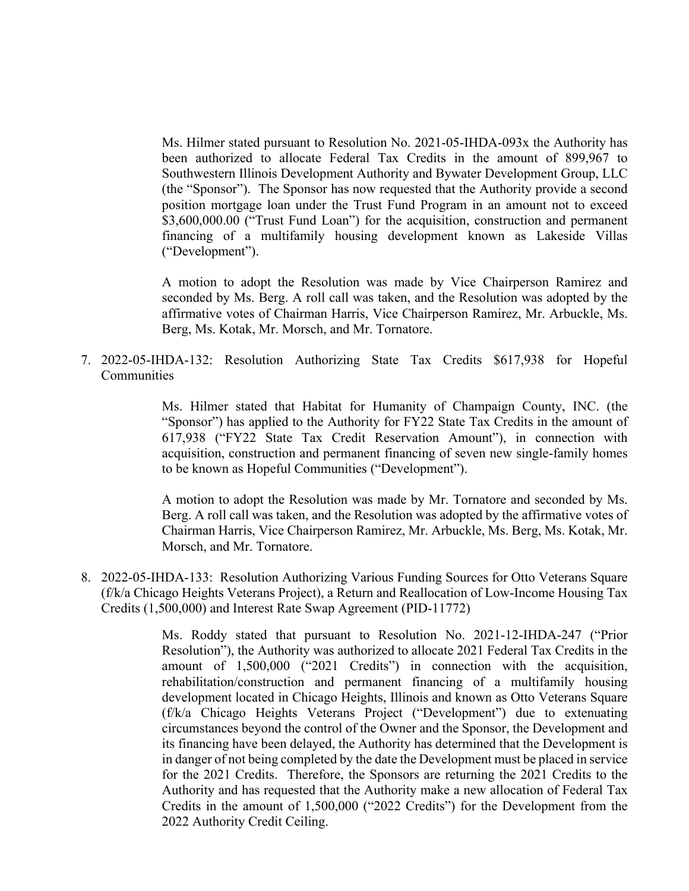Ms. Hilmer stated pursuant to Resolution No. 2021-05-IHDA-093x the Authority has been authorized to allocate Federal Tax Credits in the amount of 899,967 to Southwestern Illinois Development Authority and Bywater Development Group, LLC (the "Sponsor"). The Sponsor has now requested that the Authority provide a second position mortgage loan under the Trust Fund Program in an amount not to exceed $3,600,000.00 ("Trust Fund Loan") for the acquisition, construction and permanent financing of a multifamily housing development known as Lakeside Villas ("Development").

A motion to adopt the Resolution was made by Vice Chairperson Ramirez and seconded by Ms. Berg. A roll call was taken, and the Resolution was adopted by the affirmative votes of Chairman Harris, Vice Chairperson Ramirez, Mr. Arbuckle, Ms. Berg, Ms. Kotak, Mr. Morsch, and Mr. Tornatore.

7. 2022-05-IHDA-132: Resolution Authorizing State Tax Credits $617,938 for Hopeful Communities

   Ms. Hilmer stated that Habitat for Humanity of Champaign County, INC. (the "Sponsor") has applied to the Authority for FY22 State Tax Credits in the amount of 617,938 ("FY22 State Tax Credit Reservation Amount"), in connection with acquisition, construction and permanent financing of seven new single-family homes to be known as Hopeful Communities ("Development").

   A motion to adopt the Resolution was made by Mr. Tornatore and seconded by Ms. Berg. A roll call was taken, and the Resolution was adopted by the affirmative votes of Chairman Harris, Vice Chairperson Ramirez, Mr. Arbuckle, Ms. Berg, Ms. Kotak, Mr. Morsch, and Mr. Tornatore.

8. 2022-05-IHDA-133: Resolution Authorizing Various Funding Sources for Otto Veterans Square (f/k/a Chicago Heights Veterans Project), a Return and Reallocation of Low-Income Housing Tax Credits (1,500,000) and Interest Rate Swap Agreement (PID-11772)

   Ms. Roddy stated that pursuant to Resolution No. 2021-12-IHDA-247 ("Prior Resolution"), the Authority was authorized to allocate 2021 Federal Tax Credits in the amount of 1,500,000 ("2021 Credits") in connection with the acquisition, rehabilitation/construction and permanent financing of a multifamily housing development located in Chicago Heights, Illinois and known as Otto Veterans Square (f/k/a Chicago Heights Veterans Project ("Development") due to extenuating circumstances beyond the control of the Owner and the Sponsor, the Development and its financing have been delayed, the Authority has determined that the Development is in danger of not being completed by the date the Development must be placed in service for the 2021 Credits. Therefore, the Sponsors are returning the 2021 Credits to the Authority and has requested that the Authority make a new allocation of Federal Tax Credits in the amount of 1,500,000 ("2022 Credits") for the Development from the 2022 Authority Credit Ceiling.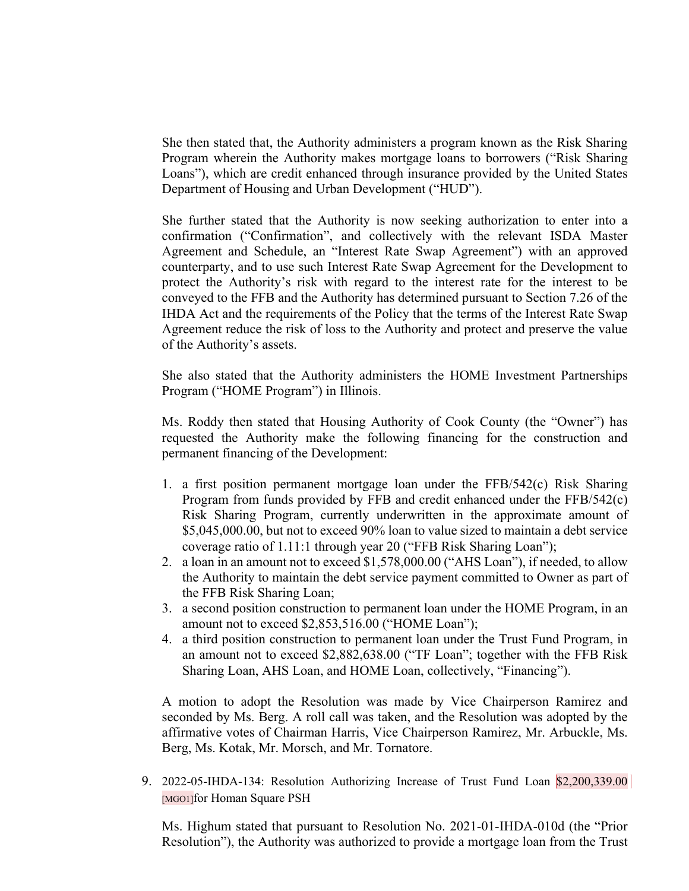She then stated that, the Authority administers a program known as the Risk Sharing Program wherein the Authority makes mortgage loans to borrowers ("Risk Sharing Loans"), which are credit enhanced through insurance provided by the United States Department of Housing and Urban Development ("HUD").

She further stated that the Authority is now seeking authorization to enter into a confirmation ("Confirmation", and collectively with the relevant ISDA Master Agreement and Schedule, an "Interest Rate Swap Agreement") with an approved counterparty, and to use such Interest Rate Swap Agreement for the Development to protect the Authority's risk with regard to the interest rate for the interest to be conveyed to the FFB and the Authority has determined pursuant to Section 7.26 of the IHDA Act and the requirements of the Policy that the terms of the Interest Rate Swap Agreement reduce the risk of loss to the Authority and protect and preserve the value of the Authority's assets.

She also stated that the Authority administers the HOME Investment Partnerships Program ("HOME Program") in Illinois.

Ms. Roddy then stated that Housing Authority of Cook County (the "Owner") has requested the Authority make the following financing for the construction and permanent financing of the Development:

1. a first position permanent mortgage loan under the FFB/542(c) Risk Sharing Program from funds provided by FFB and credit enhanced under the FFB/542(c) Risk Sharing Program, currently underwritten in the approximate amount of $5,045,000.00, but not to exceed 90% loan to value sized to maintain a debt service coverage ratio of 1.11:1 through year 20 ("FFB Risk Sharing Loan");
2. a loan in an amount not to exceed $1,578,000.00 ("AHS Loan"), if needed, to allow the Authority to maintain the debt service payment committed to Owner as part of the FFB Risk Sharing Loan;
3. a second position construction to permanent loan under the HOME Program, in an amount not to exceed $2,853,516.00 ("HOME Loan");
4. a third position construction to permanent loan under the Trust Fund Program, in an amount not to exceed $2,882,638.00 ("TF Loan"; together with the FFB Risk Sharing Loan, AHS Loan, and HOME Loan, collectively, "Financing").

A motion to adopt the Resolution was made by Vice Chairperson Ramirez and seconded by Ms. Berg. A roll call was taken, and the Resolution was adopted by the affirmative votes of Chairman Harris, Vice Chairperson Ramirez, Mr. Arbuckle, Ms. Berg, Ms. Kotak, Mr. Morsch, and Mr. Tornatore.

9. 2022-05-IHDA-134: Resolution Authorizing Increase of Trust Fund Loan $2,200,339.00 [MGO1]for Homan Square PSH

Ms. Highum stated that pursuant to Resolution No. 2021-01-IHDA-010d (the "Prior Resolution"), the Authority was authorized to provide a mortgage loan from the Trust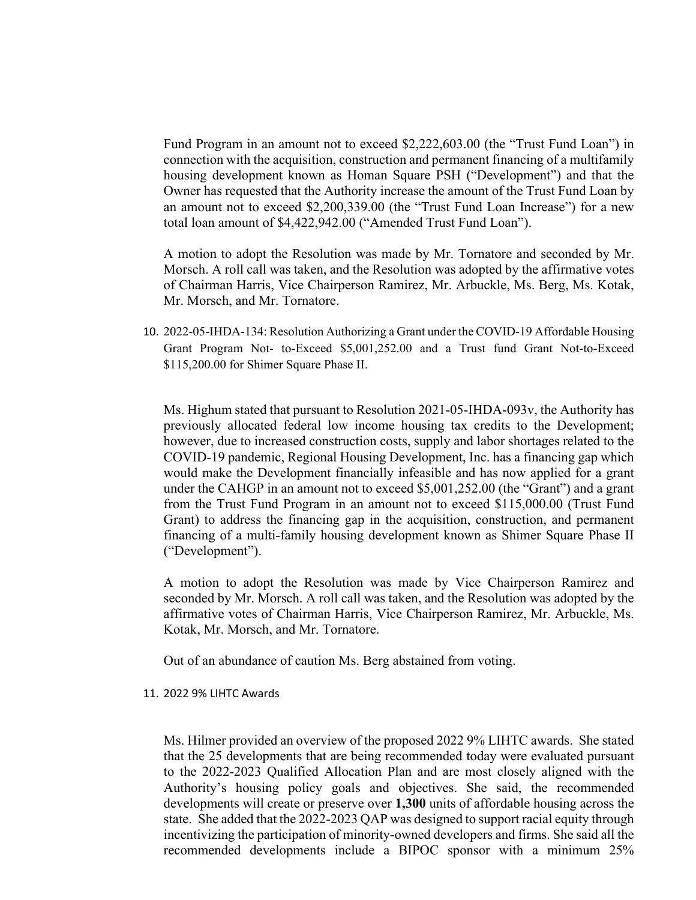Fund Program in an amount not to exceed $2,222,603.00 (the "Trust Fund Loan") in connection with the acquisition, construction and permanent financing of a multifamily housing development known as Homan Square PSH ("Development") and that the Owner has requested that the Authority increase the amount of the Trust Fund Loan by an amount not to exceed $2,200,339.00 (the "Trust Fund Loan Increase") for a new total loan amount of $4,422,942.00 ("Amended Trust Fund Loan").

A motion to adopt the Resolution was made by Mr. Tornatore and seconded by Mr. Morsch. A roll call was taken, and the Resolution was adopted by the affirmative votes of Chairman Harris, Vice Chairperson Ramirez, Mr. Arbuckle, Ms. Berg, Ms. Kotak, Mr. Morsch, and Mr. Tornatore.

10. 2022-05-IHDA-134: Resolution Authorizing a Grant under the COVID-19 Affordable Housing Grant Program Not- to-Exceed $5,001,252.00 and a Trust fund Grant Not-to-Exceed $115,200.00 for Shimer Square Phase II.

    Ms. Highum stated that pursuant to Resolution 2021-05-IHDA-093v, the Authority has previously allocated federal low income housing tax credits to the Development; however, due to increased construction costs, supply and labor shortages related to the COVID-19 pandemic, Regional Housing Development, Inc. has a financing gap which would make the Development financially infeasible and has now applied for a grant under the CAHGP in an amount not to exceed $5,001,252.00 (the "Grant") and a grant from the Trust Fund Program in an amount not to exceed $115,000.00 (Trust Fund Grant) to address the financing gap in the acquisition, construction, and permanent financing of a multi-family housing development known as Shimer Square Phase II ("Development").

    A motion to adopt the Resolution was made by Vice Chairperson Ramirez and seconded by Mr. Morsch. A roll call was taken, and the Resolution was adopted by the affirmative votes of Chairman Harris, Vice Chairperson Ramirez, Mr. Arbuckle, Ms. Kotak, Mr. Morsch, and Mr. Tornatore.

    Out of an abundance of caution Ms. Berg abstained from voting.

11. 2022 9% LIHTC Awards

    Ms. Hilmer provided an overview of the proposed 2022 9% LIHTC awards. She stated that the 25 developments that are being recommended today were evaluated pursuant to the 2022-2023 Qualified Allocation Plan and are most closely aligned with the Authority's housing policy goals and objectives. She said, the recommended developments will create or preserve over **1,300** units of affordable housing across the state. She added that the 2022-2023 QAP was designed to support racial equity through incentivizing the participation of minority-owned developers and firms. She said all the recommended developments include a BIPOC sponsor with a minimum 25%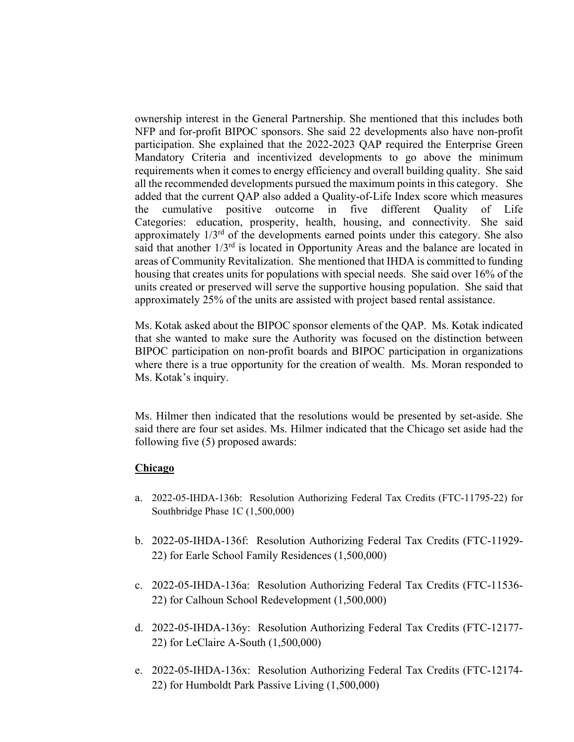ownership interest in the General Partnership. She mentioned that this includes both NFP and for-profit BIPOC sponsors. She said 22 developments also have non-profit participation. She explained that the 2022-2023 QAP required the Enterprise Green Mandatory Criteria and incentivized developments to go above the minimum requirements when it comes to energy efficiency and overall building quality. She said all the recommended developments pursued the maximum points in this category. She added that the current QAP also added a Quality-of-Life Index score which measures the cumulative positive outcome in five different Quality of Life Categories: education, prosperity, health, housing, and connectivity. She said approximately 1/3rd of the developments earned points under this category. She also said that another 1/3rd is located in Opportunity Areas and the balance are located in areas of Community Revitalization. She mentioned that IHDA is committed to funding housing that creates units for populations with special needs. She said over 16% of the units created or preserved will serve the supportive housing population. She said that approximately 25% of the units are assisted with project based rental assistance.

Ms. Kotak asked about the BIPOC sponsor elements of the QAP. Ms. Kotak indicated that she wanted to make sure the Authority was focused on the distinction between BIPOC participation on non-profit boards and BIPOC participation in organizations where there is a true opportunity for the creation of wealth. Ms. Moran responded to Ms. Kotak's inquiry.

Ms. Hilmer then indicated that the resolutions would be presented by set-aside. She said there are four set asides. Ms. Hilmer indicated that the Chicago set aside had the following five (5) proposed awards:

**Chicago**

a. 2022-05-IHDA-136b: Resolution Authorizing Federal Tax Credits (FTC-11795-22) for Southbridge Phase 1C (1,500,000)

b. 2022-05-IHDA-136f: Resolution Authorizing Federal Tax Credits (FTC-11929-22) for Earle School Family Residences (1,500,000)

c. 2022-05-IHDA-136a: Resolution Authorizing Federal Tax Credits (FTC-11536-22) for Calhoun School Redevelopment (1,500,000)

d. 2022-05-IHDA-136y: Resolution Authorizing Federal Tax Credits (FTC-12177-22) for LeClaire A-South (1,500,000)

e. 2022-05-IHDA-136x: Resolution Authorizing Federal Tax Credits (FTC-12174-22) for Humboldt Park Passive Living (1,500,000)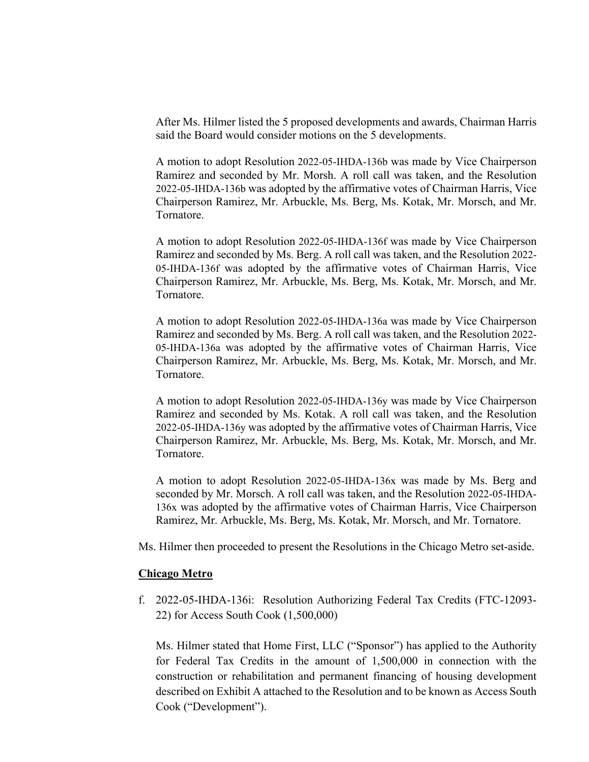After Ms. Hilmer listed the 5 proposed developments and awards, Chairman Harris said the Board would consider motions on the 5 developments.

A motion to adopt Resolution 2022-05-IHDA-136b was made by Vice Chairperson Ramirez and seconded by Mr. Morsh. A roll call was taken, and the Resolution 2022-05-IHDA-136b was adopted by the affirmative votes of Chairman Harris, Vice Chairperson Ramirez, Mr. Arbuckle, Ms. Berg, Ms. Kotak, Mr. Morsch, and Mr. Tornatore.

A motion to adopt Resolution 2022-05-IHDA-136f was made by Vice Chairperson Ramirez and seconded by Ms. Berg. A roll call was taken, and the Resolution 2022-05-IHDA-136f was adopted by the affirmative votes of Chairman Harris, Vice Chairperson Ramirez, Mr. Arbuckle, Ms. Berg, Ms. Kotak, Mr. Morsch, and Mr. Tornatore.

A motion to adopt Resolution 2022-05-IHDA-136a was made by Vice Chairperson Ramirez and seconded by Ms. Berg. A roll call was taken, and the Resolution 2022-05-IHDA-136a was adopted by the affirmative votes of Chairman Harris, Vice Chairperson Ramirez, Mr. Arbuckle, Ms. Berg, Ms. Kotak, Mr. Morsch, and Mr. Tornatore.

A motion to adopt Resolution 2022-05-IHDA-136y was made by Vice Chairperson Ramirez and seconded by Ms. Kotak. A roll call was taken, and the Resolution 2022-05-IHDA-136y was adopted by the affirmative votes of Chairman Harris, Vice Chairperson Ramirez, Mr. Arbuckle, Ms. Berg, Ms. Kotak, Mr. Morsch, and Mr. Tornatore.

A motion to adopt Resolution 2022-05-IHDA-136x was made by Ms. Berg and seconded by Mr. Morsch. A roll call was taken, and the Resolution 2022-05-IHDA-136x was adopted by the affirmative votes of Chairman Harris, Vice Chairperson Ramirez, Mr. Arbuckle, Ms. Berg, Ms. Kotak, Mr. Morsch, and Mr. Tornatore.

Ms. Hilmer then proceeded to present the Resolutions in the Chicago Metro set-aside.

**Chicago Metro**

f. 2022-05-IHDA-136i: Resolution Authorizing Federal Tax Credits (FTC-12093-22) for Access South Cook (1,500,000)

Ms. Hilmer stated that Home First, LLC ("Sponsor") has applied to the Authority for Federal Tax Credits in the amount of 1,500,000 in connection with the construction or rehabilitation and permanent financing of housing development described on Exhibit A attached to the Resolution and to be known as Access South Cook ("Development").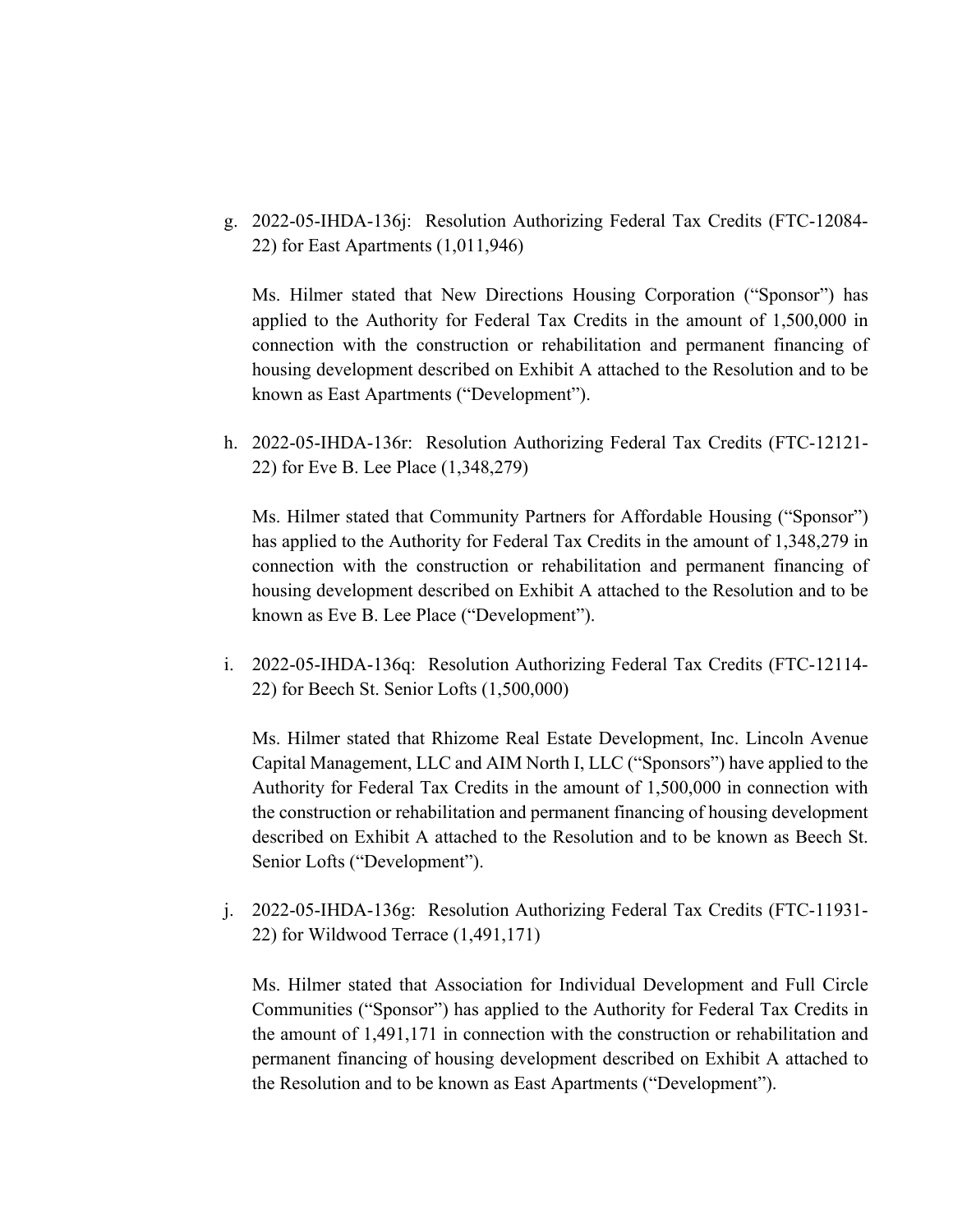g. 2022-05-IHDA-136j: Resolution Authorizing Federal Tax Credits (FTC-12084-22) for East Apartments (1,011,946)

   Ms. Hilmer stated that New Directions Housing Corporation ("Sponsor") has applied to the Authority for Federal Tax Credits in the amount of 1,500,000 in connection with the construction or rehabilitation and permanent financing of housing development described on Exhibit A attached to the Resolution and to be known as East Apartments ("Development").

h. 2022-05-IHDA-136r: Resolution Authorizing Federal Tax Credits (FTC-12121-22) for Eve B. Lee Place (1,348,279)

   Ms. Hilmer stated that Community Partners for Affordable Housing ("Sponsor") has applied to the Authority for Federal Tax Credits in the amount of 1,348,279 in connection with the construction or rehabilitation and permanent financing of housing development described on Exhibit A attached to the Resolution and to be known as Eve B. Lee Place ("Development").

i. 2022-05-IHDA-136q: Resolution Authorizing Federal Tax Credits (FTC-12114-22) for Beech St. Senior Lofts (1,500,000)

   Ms. Hilmer stated that Rhizome Real Estate Development, Inc. Lincoln Avenue Capital Management, LLC and AIM North I, LLC ("Sponsors") have applied to the Authority for Federal Tax Credits in the amount of 1,500,000 in connection with the construction or rehabilitation and permanent financing of housing development described on Exhibit A attached to the Resolution and to be known as Beech St. Senior Lofts ("Development").

j. 2022-05-IHDA-136g: Resolution Authorizing Federal Tax Credits (FTC-11931-22) for Wildwood Terrace (1,491,171)

   Ms. Hilmer stated that Association for Individual Development and Full Circle Communities ("Sponsor") has applied to the Authority for Federal Tax Credits in the amount of 1,491,171 in connection with the construction or rehabilitation and permanent financing of housing development described on Exhibit A attached to the Resolution and to be known as East Apartments ("Development").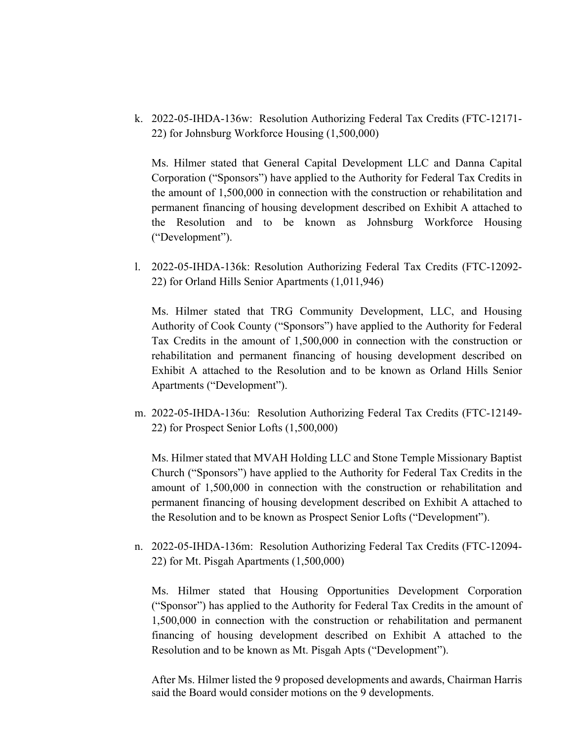k. 2022-05-IHDA-136w: Resolution Authorizing Federal Tax Credits (FTC-12171-22) for Johnsburg Workforce Housing (1,500,000)

   Ms. Hilmer stated that General Capital Development LLC and Danna Capital Corporation ("Sponsors") have applied to the Authority for Federal Tax Credits in the amount of 1,500,000 in connection with the construction or rehabilitation and permanent financing of housing development described on Exhibit A attached to the Resolution and to be known as Johnsburg Workforce Housing ("Development").

l. 2022-05-IHDA-136k: Resolution Authorizing Federal Tax Credits (FTC-12092-22) for Orland Hills Senior Apartments (1,011,946)

   Ms. Hilmer stated that TRG Community Development, LLC, and Housing Authority of Cook County ("Sponsors") have applied to the Authority for Federal Tax Credits in the amount of 1,500,000 in connection with the construction or rehabilitation and permanent financing of housing development described on Exhibit A attached to the Resolution and to be known as Orland Hills Senior Apartments ("Development").

m. 2022-05-IHDA-136u: Resolution Authorizing Federal Tax Credits (FTC-12149-22) for Prospect Senior Lofts (1,500,000)

   Ms. Hilmer stated that MVAH Holding LLC and Stone Temple Missionary Baptist Church ("Sponsors") have applied to the Authority for Federal Tax Credits in the amount of 1,500,000 in connection with the construction or rehabilitation and permanent financing of housing development described on Exhibit A attached to the Resolution and to be known as Prospect Senior Lofts ("Development").

n. 2022-05-IHDA-136m: Resolution Authorizing Federal Tax Credits (FTC-12094-22) for Mt. Pisgah Apartments (1,500,000)

   Ms. Hilmer stated that Housing Opportunities Development Corporation ("Sponsor") has applied to the Authority for Federal Tax Credits in the amount of 1,500,000 in connection with the construction or rehabilitation and permanent financing of housing development described on Exhibit A attached to the Resolution and to be known as Mt. Pisgah Apts ("Development").

   After Ms. Hilmer listed the 9 proposed developments and awards, Chairman Harris said the Board would consider motions on the 9 developments.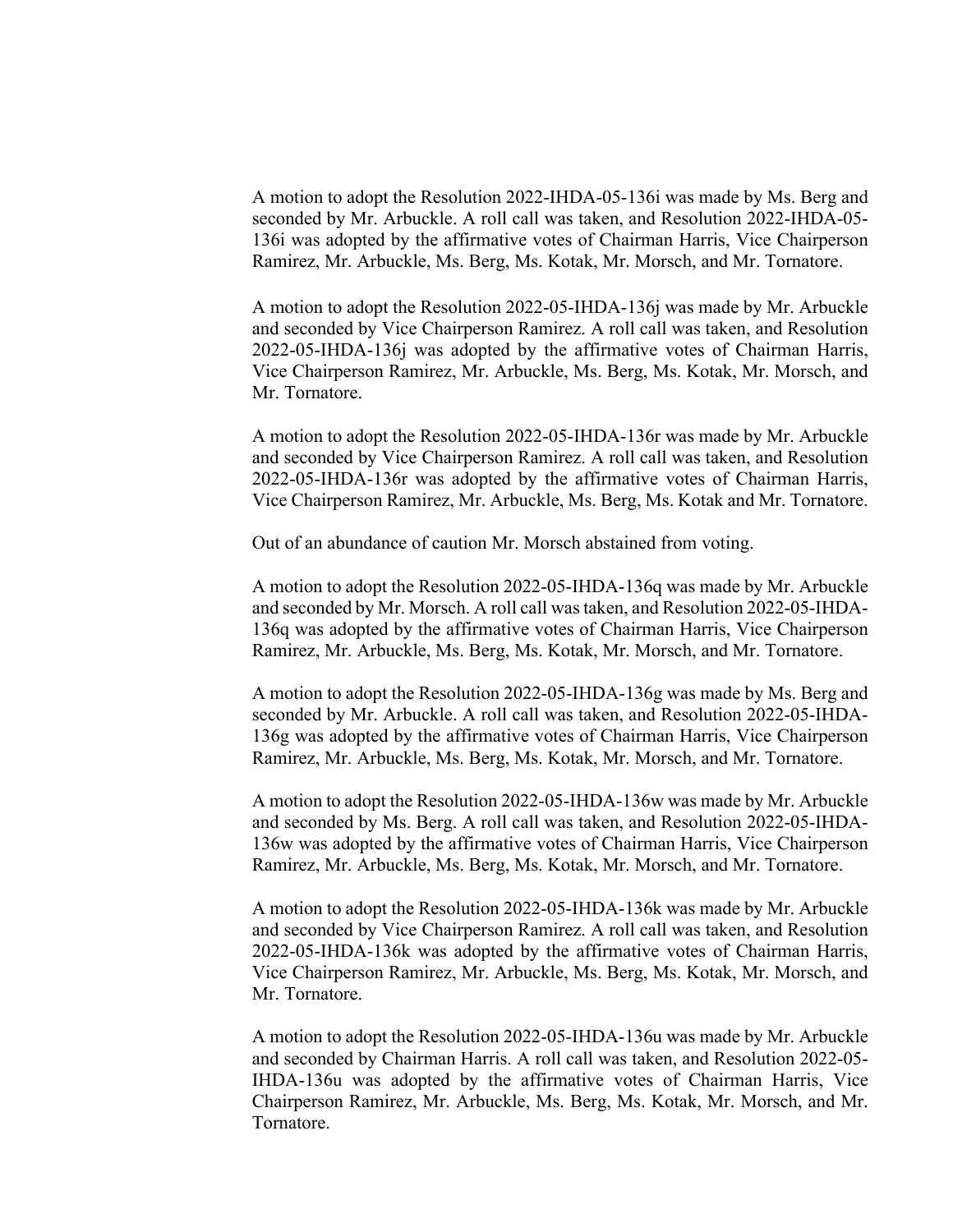A motion to adopt the Resolution 2022-IHDA-05-136i was made by Ms. Berg and seconded by Mr. Arbuckle. A roll call was taken, and Resolution 2022-IHDA-05-136i was adopted by the affirmative votes of Chairman Harris, Vice Chairperson Ramirez, Mr. Arbuckle, Ms. Berg, Ms. Kotak, Mr. Morsch, and Mr. Tornatore.

A motion to adopt the Resolution 2022-05-IHDA-136j was made by Mr. Arbuckle and seconded by Vice Chairperson Ramirez. A roll call was taken, and Resolution 2022-05-IHDA-136j was adopted by the affirmative votes of Chairman Harris, Vice Chairperson Ramirez, Mr. Arbuckle, Ms. Berg, Ms. Kotak, Mr. Morsch, and Mr. Tornatore.

A motion to adopt the Resolution 2022-05-IHDA-136r was made by Mr. Arbuckle and seconded by Vice Chairperson Ramirez. A roll call was taken, and Resolution 2022-05-IHDA-136r was adopted by the affirmative votes of Chairman Harris, Vice Chairperson Ramirez, Mr. Arbuckle, Ms. Berg, Ms. Kotak and Mr. Tornatore.

Out of an abundance of caution Mr. Morsch abstained from voting.

A motion to adopt the Resolution 2022-05-IHDA-136q was made by Mr. Arbuckle and seconded by Mr. Morsch. A roll call was taken, and Resolution 2022-05-IHDA-136q was adopted by the affirmative votes of Chairman Harris, Vice Chairperson Ramirez, Mr. Arbuckle, Ms. Berg, Ms. Kotak, Mr. Morsch, and Mr. Tornatore.

A motion to adopt the Resolution 2022-05-IHDA-136g was made by Ms. Berg and seconded by Mr. Arbuckle. A roll call was taken, and Resolution 2022-05-IHDA-136g was adopted by the affirmative votes of Chairman Harris, Vice Chairperson Ramirez, Mr. Arbuckle, Ms. Berg, Ms. Kotak, Mr. Morsch, and Mr. Tornatore.

A motion to adopt the Resolution 2022-05-IHDA-136w was made by Mr. Arbuckle and seconded by Ms. Berg. A roll call was taken, and Resolution 2022-05-IHDA-136w was adopted by the affirmative votes of Chairman Harris, Vice Chairperson Ramirez, Mr. Arbuckle, Ms. Berg, Ms. Kotak, Mr. Morsch, and Mr. Tornatore.

A motion to adopt the Resolution 2022-05-IHDA-136k was made by Mr. Arbuckle and seconded by Vice Chairperson Ramirez. A roll call was taken, and Resolution 2022-05-IHDA-136k was adopted by the affirmative votes of Chairman Harris, Vice Chairperson Ramirez, Mr. Arbuckle, Ms. Berg, Ms. Kotak, Mr. Morsch, and Mr. Tornatore.

A motion to adopt the Resolution 2022-05-IHDA-136u was made by Mr. Arbuckle and seconded by Chairman Harris. A roll call was taken, and Resolution 2022-05-IHDA-136u was adopted by the affirmative votes of Chairman Harris, Vice Chairperson Ramirez, Mr. Arbuckle, Ms. Berg, Ms. Kotak, Mr. Morsch, and Mr. Tornatore.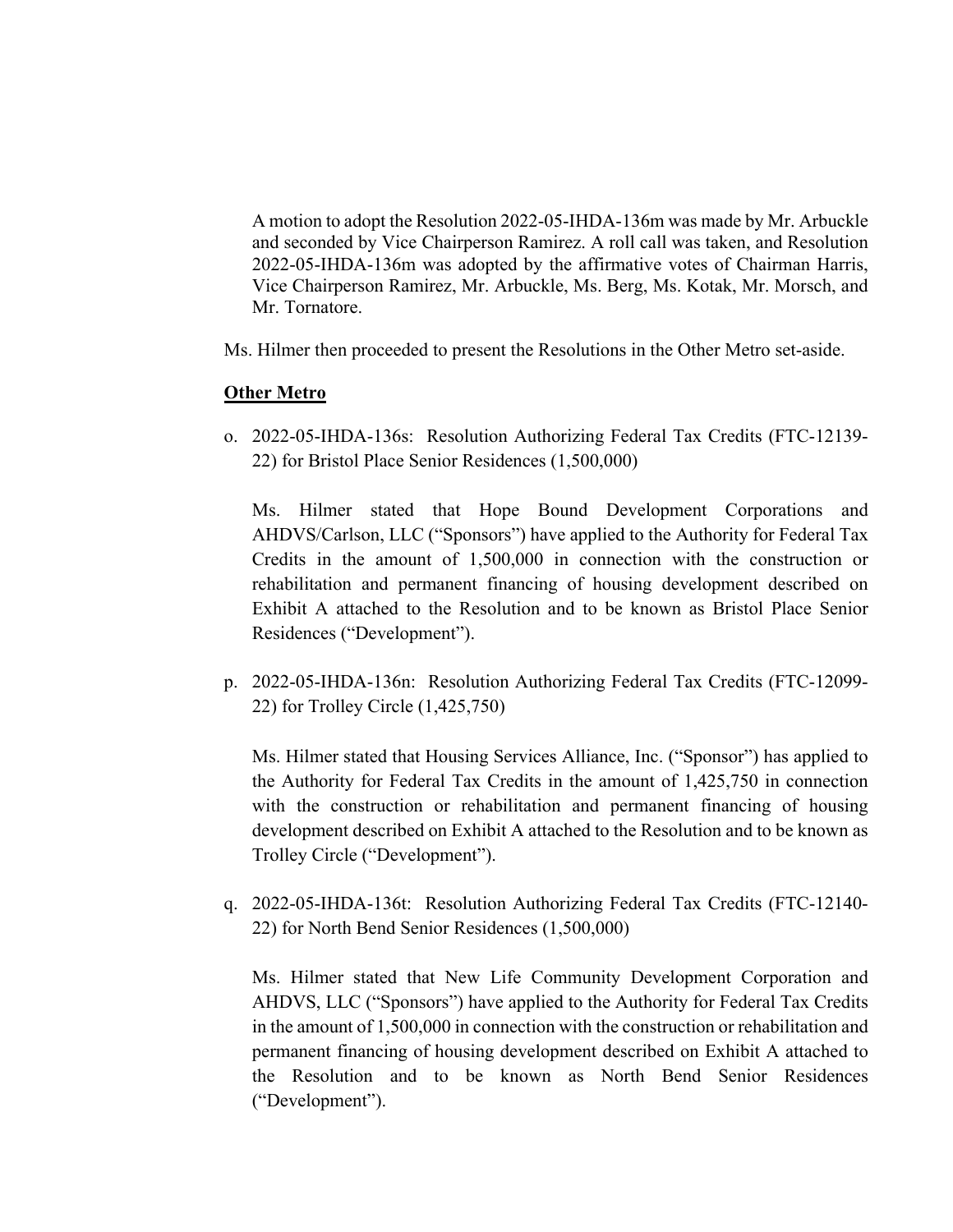A motion to adopt the Resolution 2022-05-IHDA-136m was made by Mr. Arbuckle and seconded by Vice Chairperson Ramirez. A roll call was taken, and Resolution 2022-05-IHDA-136m was adopted by the affirmative votes of Chairman Harris, Vice Chairperson Ramirez, Mr. Arbuckle, Ms. Berg, Ms. Kotak, Mr. Morsch, and Mr. Tornatore.

Ms. Hilmer then proceeded to present the Resolutions in the Other Metro set-aside.

**Other Metro**

o. 2022-05-IHDA-136s: Resolution Authorizing Federal Tax Credits (FTC-12139-22) for Bristol Place Senior Residences (1,500,000)

   Ms. Hilmer stated that Hope Bound Development Corporations and AHDVS/Carlson, LLC ("Sponsors") have applied to the Authority for Federal Tax Credits in the amount of 1,500,000 in connection with the construction or rehabilitation and permanent financing of housing development described on Exhibit A attached to the Resolution and to be known as Bristol Place Senior Residences ("Development").

p. 2022-05-IHDA-136n: Resolution Authorizing Federal Tax Credits (FTC-12099-22) for Trolley Circle (1,425,750)

   Ms. Hilmer stated that Housing Services Alliance, Inc. ("Sponsor") has applied to the Authority for Federal Tax Credits in the amount of 1,425,750 in connection with the construction or rehabilitation and permanent financing of housing development described on Exhibit A attached to the Resolution and to be known as Trolley Circle ("Development").

q. 2022-05-IHDA-136t: Resolution Authorizing Federal Tax Credits (FTC-12140-22) for North Bend Senior Residences (1,500,000)

   Ms. Hilmer stated that New Life Community Development Corporation and AHDVS, LLC ("Sponsors") have applied to the Authority for Federal Tax Credits in the amount of 1,500,000 in connection with the construction or rehabilitation and permanent financing of housing development described on Exhibit A attached to the Resolution and to be known as North Bend Senior Residences ("Development").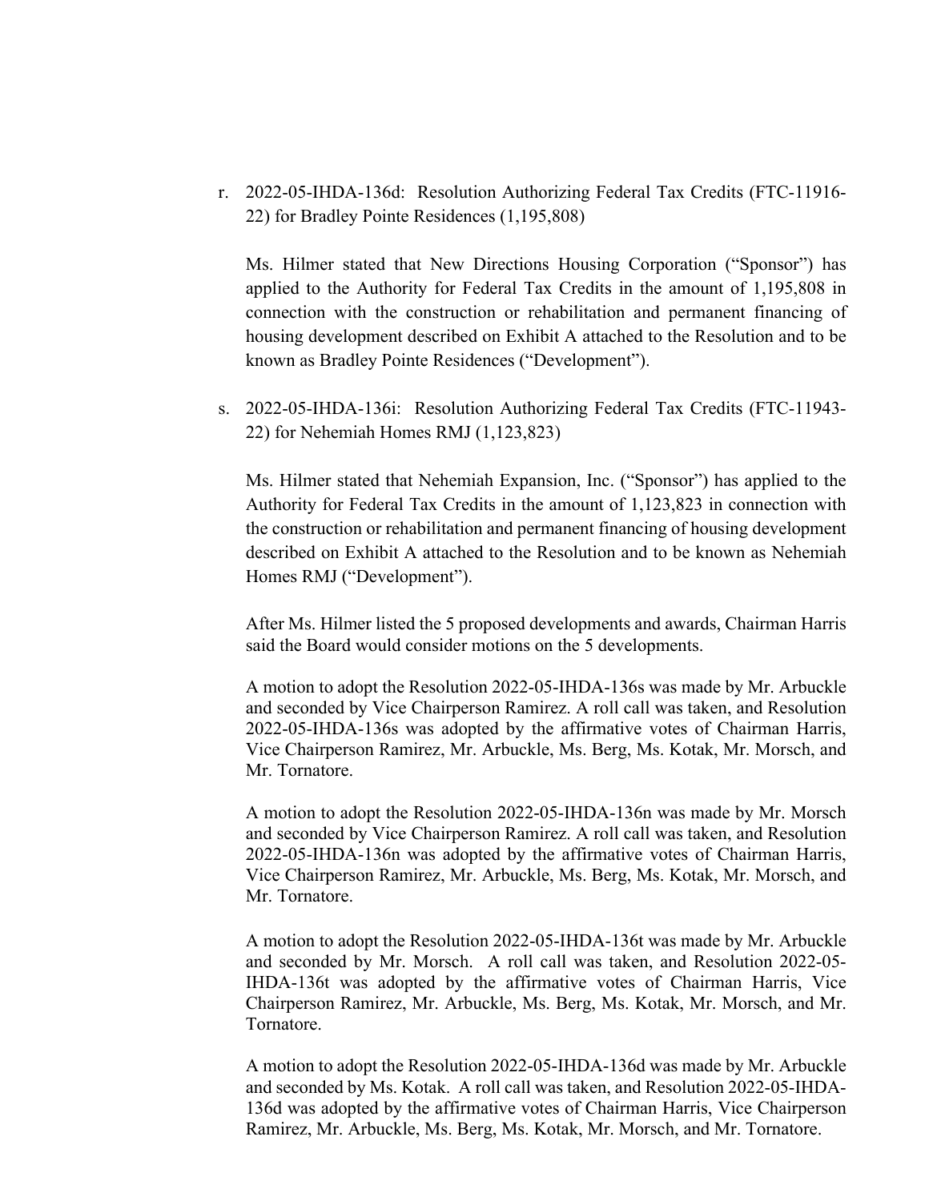r. 2022-05-IHDA-136d: Resolution Authorizing Federal Tax Credits (FTC-11916-22) for Bradley Pointe Residences (1,195,808)

   Ms. Hilmer stated that New Directions Housing Corporation ("Sponsor") has applied to the Authority for Federal Tax Credits in the amount of 1,195,808 in connection with the construction or rehabilitation and permanent financing of housing development described on Exhibit A attached to the Resolution and to be known as Bradley Pointe Residences ("Development").

s. 2022-05-IHDA-136i: Resolution Authorizing Federal Tax Credits (FTC-11943-22) for Nehemiah Homes RMJ (1,123,823)

   Ms. Hilmer stated that Nehemiah Expansion, Inc. ("Sponsor") has applied to the Authority for Federal Tax Credits in the amount of 1,123,823 in connection with the construction or rehabilitation and permanent financing of housing development described on Exhibit A attached to the Resolution and to be known as Nehemiah Homes RMJ ("Development").

   After Ms. Hilmer listed the 5 proposed developments and awards, Chairman Harris said the Board would consider motions on the 5 developments.

   A motion to adopt the Resolution 2022-05-IHDA-136s was made by Mr. Arbuckle and seconded by Vice Chairperson Ramirez. A roll call was taken, and Resolution 2022-05-IHDA-136s was adopted by the affirmative votes of Chairman Harris, Vice Chairperson Ramirez, Mr. Arbuckle, Ms. Berg, Ms. Kotak, Mr. Morsch, and Mr. Tornatore.

   A motion to adopt the Resolution 2022-05-IHDA-136n was made by Mr. Morsch and seconded by Vice Chairperson Ramirez. A roll call was taken, and Resolution 2022-05-IHDA-136n was adopted by the affirmative votes of Chairman Harris, Vice Chairperson Ramirez, Mr. Arbuckle, Ms. Berg, Ms. Kotak, Mr. Morsch, and Mr. Tornatore.

   A motion to adopt the Resolution 2022-05-IHDA-136t was made by Mr. Arbuckle and seconded by Mr. Morsch. A roll call was taken, and Resolution 2022-05-IHDA-136t was adopted by the affirmative votes of Chairman Harris, Vice Chairperson Ramirez, Mr. Arbuckle, Ms. Berg, Ms. Kotak, Mr. Morsch, and Mr. Tornatore.

   A motion to adopt the Resolution 2022-05-IHDA-136d was made by Mr. Arbuckle and seconded by Ms. Kotak. A roll call was taken, and Resolution 2022-05-IHDA-136d was adopted by the affirmative votes of Chairman Harris, Vice Chairperson Ramirez, Mr. Arbuckle, Ms. Berg, Ms. Kotak, Mr. Morsch, and Mr. Tornatore.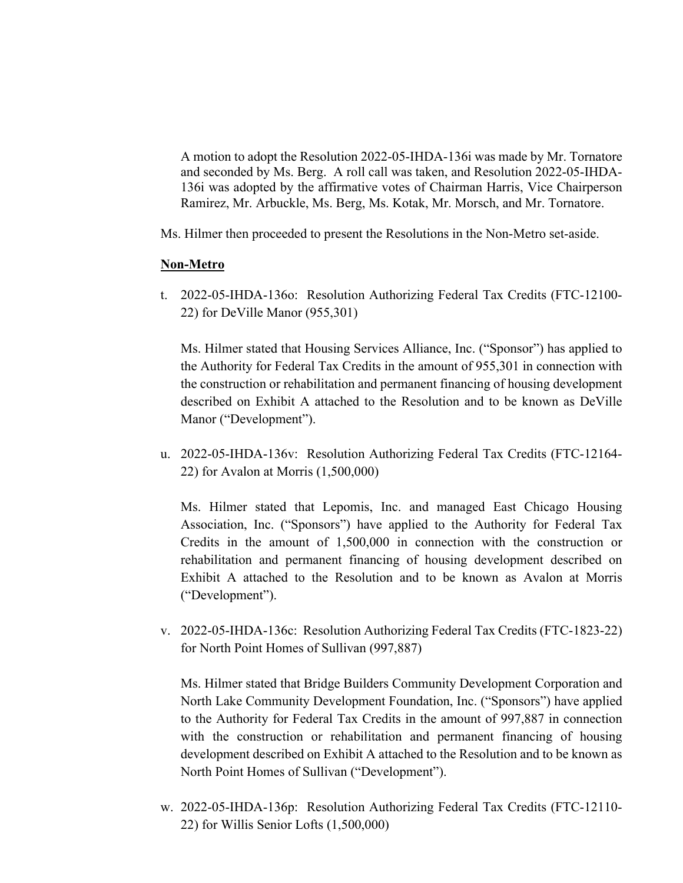A motion to adopt the Resolution 2022-05-IHDA-136i was made by Mr. Tornatore and seconded by Ms. Berg. A roll call was taken, and Resolution 2022-05-IHDA-136i was adopted by the affirmative votes of Chairman Harris, Vice Chairperson Ramirez, Mr. Arbuckle, Ms. Berg, Ms. Kotak, Mr. Morsch, and Mr. Tornatore.

Ms. Hilmer then proceeded to present the Resolutions in the Non-Metro set-aside.

**Non-Metro**

t. 2022-05-IHDA-136o: Resolution Authorizing Federal Tax Credits (FTC-12100-22) for DeVille Manor (955,301)

   Ms. Hilmer stated that Housing Services Alliance, Inc. ("Sponsor") has applied to the Authority for Federal Tax Credits in the amount of 955,301 in connection with the construction or rehabilitation and permanent financing of housing development described on Exhibit A attached to the Resolution and to be known as DeVille Manor ("Development").

u. 2022-05-IHDA-136v: Resolution Authorizing Federal Tax Credits (FTC-12164-22) for Avalon at Morris (1,500,000)

   Ms. Hilmer stated that Lepomis, Inc. and managed East Chicago Housing Association, Inc. ("Sponsors") have applied to the Authority for Federal Tax Credits in the amount of 1,500,000 in connection with the construction or rehabilitation and permanent financing of housing development described on Exhibit A attached to the Resolution and to be known as Avalon at Morris ("Development").

v. 2022-05-IHDA-136c: Resolution Authorizing Federal Tax Credits (FTC-1823-22) for North Point Homes of Sullivan (997,887)

   Ms. Hilmer stated that Bridge Builders Community Development Corporation and North Lake Community Development Foundation, Inc. ("Sponsors") have applied to the Authority for Federal Tax Credits in the amount of 997,887 in connection with the construction or rehabilitation and permanent financing of housing development described on Exhibit A attached to the Resolution and to be known as North Point Homes of Sullivan ("Development").

w. 2022-05-IHDA-136p: Resolution Authorizing Federal Tax Credits (FTC-12110-22) for Willis Senior Lofts (1,500,000)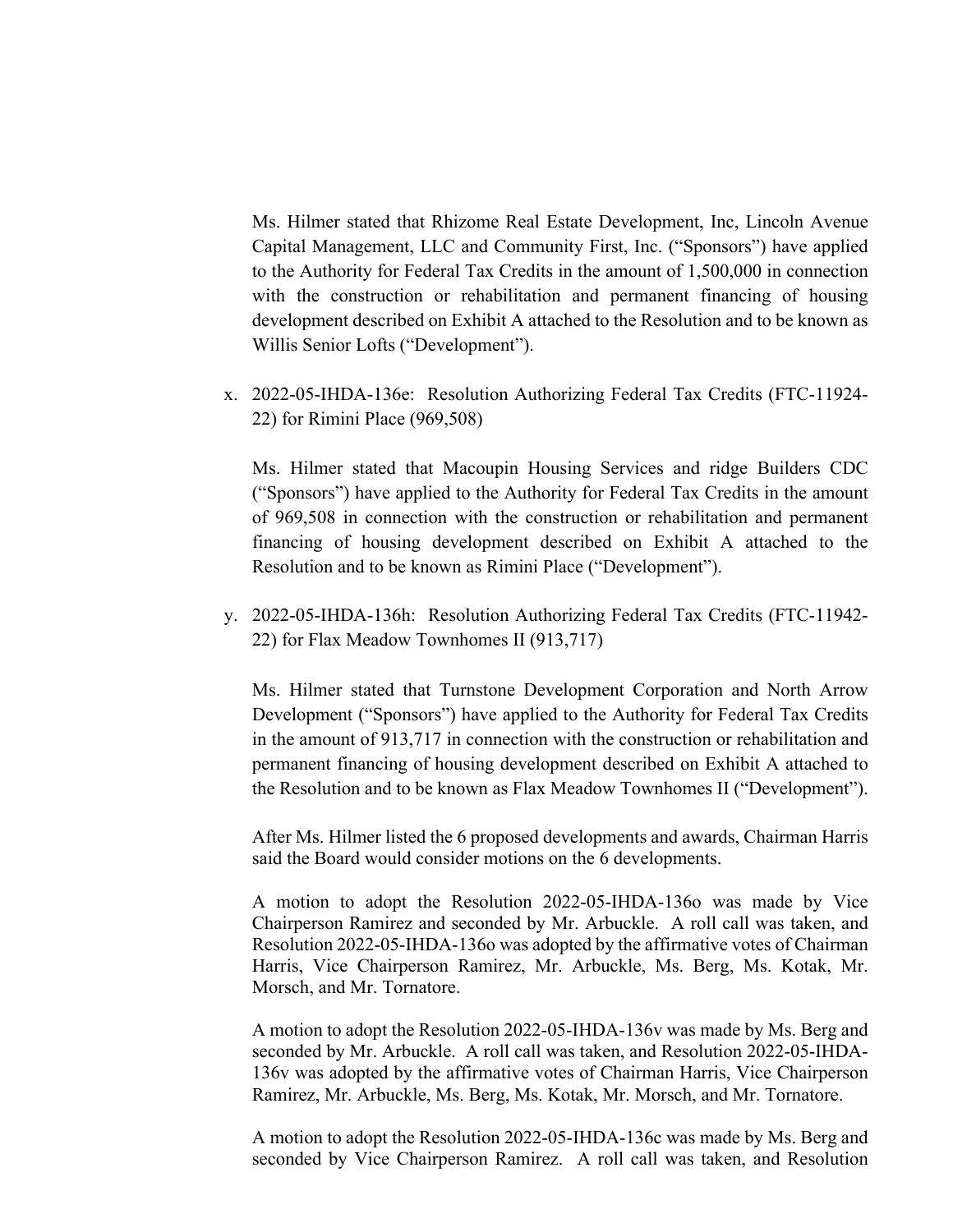Ms. Hilmer stated that Rhizome Real Estate Development, Inc, Lincoln Avenue Capital Management, LLC and Community First, Inc. ("Sponsors") have applied to the Authority for Federal Tax Credits in the amount of 1,500,000 in connection with the construction or rehabilitation and permanent financing of housing development described on Exhibit A attached to the Resolution and to be known as Willis Senior Lofts ("Development").

x. 2022-05-IHDA-136e: Resolution Authorizing Federal Tax Credits (FTC-11924-22) for Rimini Place (969,508)

   Ms. Hilmer stated that Macoupin Housing Services and ridge Builders CDC ("Sponsors") have applied to the Authority for Federal Tax Credits in the amount of 969,508 in connection with the construction or rehabilitation and permanent financing of housing development described on Exhibit A attached to the Resolution and to be known as Rimini Place ("Development").

y. 2022-05-IHDA-136h: Resolution Authorizing Federal Tax Credits (FTC-11942-22) for Flax Meadow Townhomes II (913,717)

   Ms. Hilmer stated that Turnstone Development Corporation and North Arrow Development ("Sponsors") have applied to the Authority for Federal Tax Credits in the amount of 913,717 in connection with the construction or rehabilitation and permanent financing of housing development described on Exhibit A attached to the Resolution and to be known as Flax Meadow Townhomes II ("Development").

   After Ms. Hilmer listed the 6 proposed developments and awards, Chairman Harris said the Board would consider motions on the 6 developments.

   A motion to adopt the Resolution 2022-05-IHDA-136o was made by Vice Chairperson Ramirez and seconded by Mr. Arbuckle. A roll call was taken, and Resolution 2022-05-IHDA-136o was adopted by the affirmative votes of Chairman Harris, Vice Chairperson Ramirez, Mr. Arbuckle, Ms. Berg, Ms. Kotak, Mr. Morsch, and Mr. Tornatore.

   A motion to adopt the Resolution 2022-05-IHDA-136v was made by Ms. Berg and seconded by Mr. Arbuckle. A roll call was taken, and Resolution 2022-05-IHDA-136v was adopted by the affirmative votes of Chairman Harris, Vice Chairperson Ramirez, Mr. Arbuckle, Ms. Berg, Ms. Kotak, Mr. Morsch, and Mr. Tornatore.

   A motion to adopt the Resolution 2022-05-IHDA-136c was made by Ms. Berg and seconded by Vice Chairperson Ramirez. A roll call was taken, and Resolution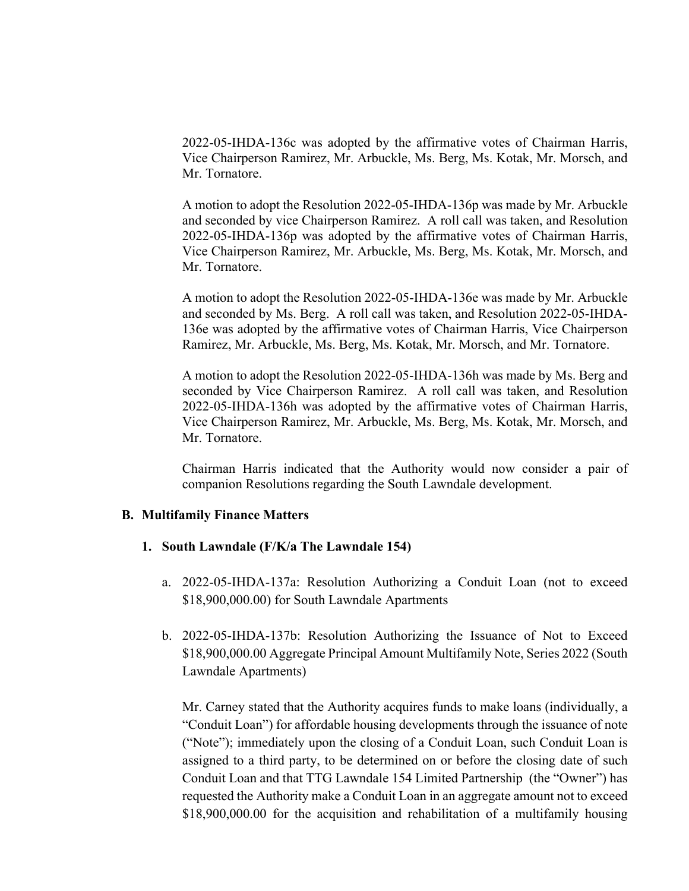2022-05-IHDA-136c was adopted by the affirmative votes of Chairman Harris, Vice Chairperson Ramirez, Mr. Arbuckle, Ms. Berg, Ms. Kotak, Mr. Morsch, and Mr. Tornatore.

A motion to adopt the Resolution 2022-05-IHDA-136p was made by Mr. Arbuckle and seconded by vice Chairperson Ramirez. A roll call was taken, and Resolution 2022-05-IHDA-136p was adopted by the affirmative votes of Chairman Harris, Vice Chairperson Ramirez, Mr. Arbuckle, Ms. Berg, Ms. Kotak, Mr. Morsch, and Mr. Tornatore.

A motion to adopt the Resolution 2022-05-IHDA-136e was made by Mr. Arbuckle and seconded by Ms. Berg. A roll call was taken, and Resolution 2022-05-IHDA-136e was adopted by the affirmative votes of Chairman Harris, Vice Chairperson Ramirez, Mr. Arbuckle, Ms. Berg, Ms. Kotak, Mr. Morsch, and Mr. Tornatore.

A motion to adopt the Resolution 2022-05-IHDA-136h was made by Ms. Berg and seconded by Vice Chairperson Ramirez. A roll call was taken, and Resolution 2022-05-IHDA-136h was adopted by the affirmative votes of Chairman Harris, Vice Chairperson Ramirez, Mr. Arbuckle, Ms. Berg, Ms. Kotak, Mr. Morsch, and Mr. Tornatore.

Chairman Harris indicated that the Authority would now consider a pair of companion Resolutions regarding the South Lawndale development.

## B. Multifamily Finance Matters

### 1. South Lawndale (F/K/a The Lawndale 154)

a. 2022-05-IHDA-137a: Resolution Authorizing a Conduit Loan (not to exceed \$18,900,000.00) for South Lawndale Apartments

b. 2022-05-IHDA-137b: Resolution Authorizing the Issuance of Not to Exceed \$18,900,000.00 Aggregate Principal Amount Multifamily Note, Series 2022 (South Lawndale Apartments)

Mr. Carney stated that the Authority acquires funds to make loans (individually, a "Conduit Loan") for affordable housing developments through the issuance of note ("Note"); immediately upon the closing of a Conduit Loan, such Conduit Loan is assigned to a third party, to be determined on or before the closing date of such Conduit Loan and that TTG Lawndale 154 Limited Partnership (the "Owner") has requested the Authority make a Conduit Loan in an aggregate amount not to exceed \$18,900,000.00 for the acquisition and rehabilitation of a multifamily housing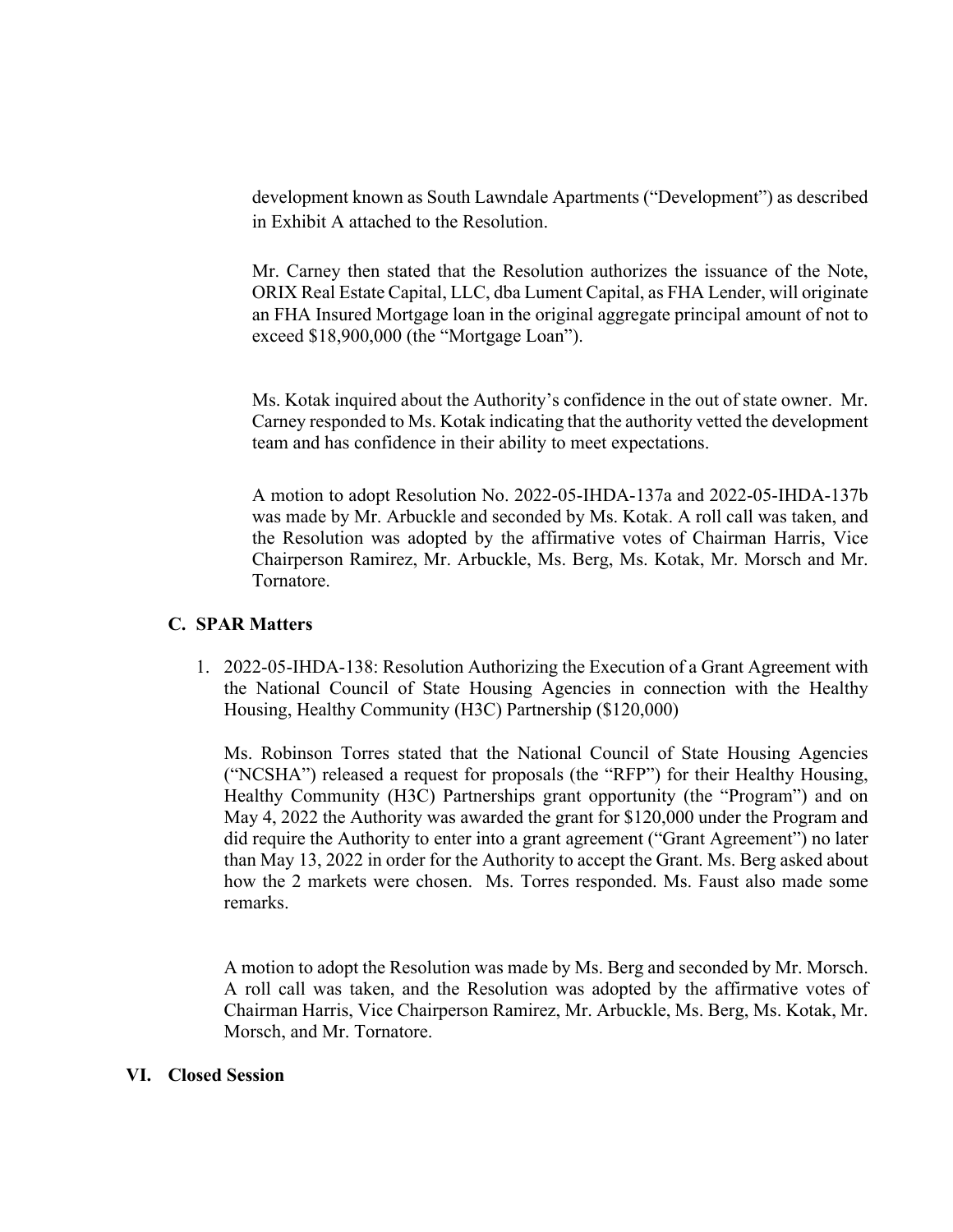development known as South Lawndale Apartments ("Development") as described in Exhibit A attached to the Resolution.

Mr. Carney then stated that the Resolution authorizes the issuance of the Note, ORIX Real Estate Capital, LLC, dba Lument Capital, as FHA Lender, will originate an FHA Insured Mortgage loan in the original aggregate principal amount of not to exceed $18,900,000 (the "Mortgage Loan").

Ms. Kotak inquired about the Authority's confidence in the out of state owner. Mr. Carney responded to Ms. Kotak indicating that the authority vetted the development team and has confidence in their ability to meet expectations.

A motion to adopt Resolution No. 2022-05-IHDA-137a and 2022-05-IHDA-137b was made by Mr. Arbuckle and seconded by Ms. Kotak. A roll call was taken, and the Resolution was adopted by the affirmative votes of Chairman Harris, Vice Chairperson Ramirez, Mr. Arbuckle, Ms. Berg, Ms. Kotak, Mr. Morsch and Mr. Tornatore.

### C. SPAR Matters

1. 2022-05-IHDA-138: Resolution Authorizing the Execution of a Grant Agreement with the National Council of State Housing Agencies in connection with the Healthy Housing, Healthy Community (H3C) Partnership ($120,000)

   Ms. Robinson Torres stated that the National Council of State Housing Agencies ("NCSHA") released a request for proposals (the "RFP") for their Healthy Housing, Healthy Community (H3C) Partnerships grant opportunity (the "Program") and on May 4, 2022 the Authority was awarded the grant for $120,000 under the Program and did require the Authority to enter into a grant agreement ("Grant Agreement") no later than May 13, 2022 in order for the Authority to accept the Grant. Ms. Berg asked about how the 2 markets were chosen. Ms. Torres responded. Ms. Faust also made some remarks.

   A motion to adopt the Resolution was made by Ms. Berg and seconded by Mr. Morsch. A roll call was taken, and the Resolution was adopted by the affirmative votes of Chairman Harris, Vice Chairperson Ramirez, Mr. Arbuckle, Ms. Berg, Ms. Kotak, Mr. Morsch, and Mr. Tornatore.

## VI. Closed Session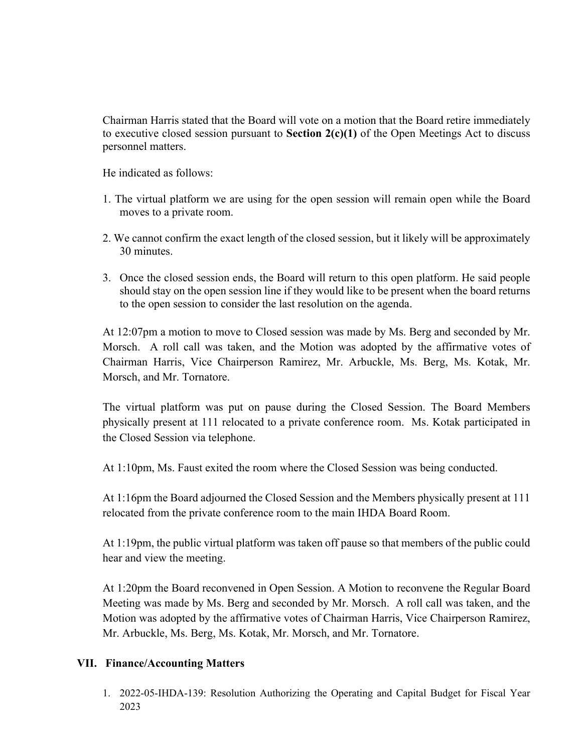Chairman Harris stated that the Board will vote on a motion that the Board retire immediately to executive closed session pursuant to **Section 2(c)(1)** of the Open Meetings Act to discuss personnel matters.

He indicated as follows:

1. The virtual platform we are using for the open session will remain open while the Board moves to a private room.

2. We cannot confirm the exact length of the closed session, but it likely will be approximately 30 minutes.

3. Once the closed session ends, the Board will return to this open platform. He said people should stay on the open session line if they would like to be present when the board returns to the open session to consider the last resolution on the agenda.

At 12:07pm a motion to move to Closed session was made by Ms. Berg and seconded by Mr. Morsch. A roll call was taken, and the Motion was adopted by the affirmative votes of Chairman Harris, Vice Chairperson Ramirez, Mr. Arbuckle, Ms. Berg, Ms. Kotak, Mr. Morsch, and Mr. Tornatore.

The virtual platform was put on pause during the Closed Session. The Board Members physically present at 111 relocated to a private conference room. Ms. Kotak participated in the Closed Session via telephone.

At 1:10pm, Ms. Faust exited the room where the Closed Session was being conducted.

At 1:16pm the Board adjourned the Closed Session and the Members physically present at 111 relocated from the private conference room to the main IHDA Board Room.

At 1:19pm, the public virtual platform was taken off pause so that members of the public could hear and view the meeting.

At 1:20pm the Board reconvened in Open Session. A Motion to reconvene the Regular Board Meeting was made by Ms. Berg and seconded by Mr. Morsch. A roll call was taken, and the Motion was adopted by the affirmative votes of Chairman Harris, Vice Chairperson Ramirez, Mr. Arbuckle, Ms. Berg, Ms. Kotak, Mr. Morsch, and Mr. Tornatore.

## VII. Finance/Accounting Matters

1. 2022-05-IHDA-139: Resolution Authorizing the Operating and Capital Budget for Fiscal Year 2023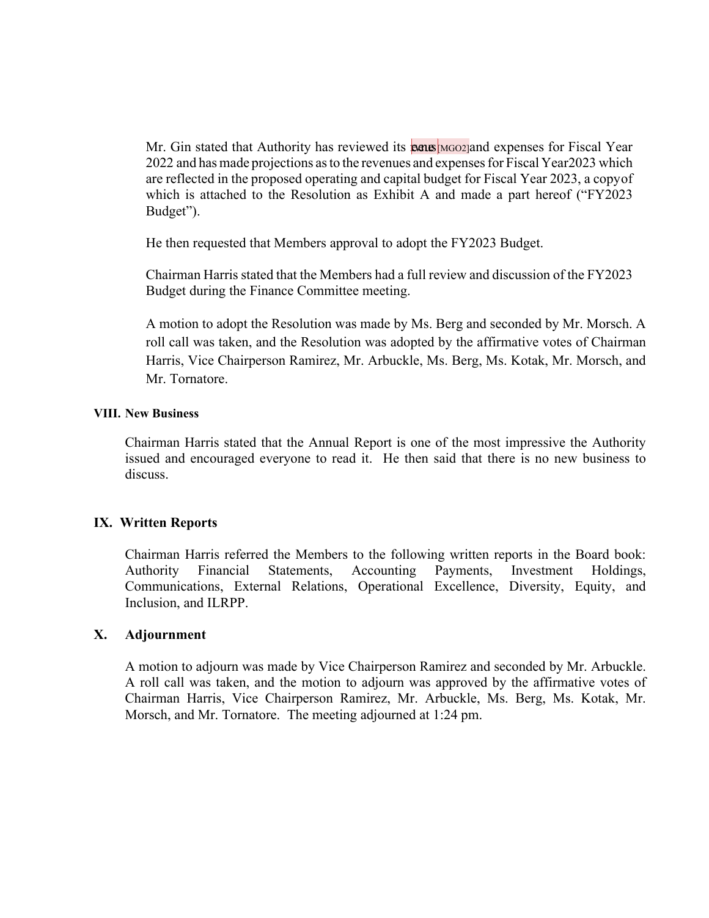Mr. Gin stated that Authority has reviewed its revenues [MGO2] and expenses for Fiscal Year 2022 and has made projections as to the revenues and expenses for Fiscal Year2023 which are reflected in the proposed operating and capital budget for Fiscal Year 2023, a copyof which is attached to the Resolution as Exhibit A and made a part hereof ("FY2023 Budget").

He then requested that Members approval to adopt the FY2023 Budget.

Chairman Harris stated that the Members had a full review and discussion of the FY2023 Budget during the Finance Committee meeting.

A motion to adopt the Resolution was made by Ms. Berg and seconded by Mr. Morsch. A roll call was taken, and the Resolution was adopted by the affirmative votes of Chairman Harris, Vice Chairperson Ramirez, Mr. Arbuckle, Ms. Berg, Ms. Kotak, Mr. Morsch, and Mr. Tornatore.

## VIII. New Business

Chairman Harris stated that the Annual Report is one of the most impressive the Authority issued and encouraged everyone to read it. He then said that there is no new business to discuss.

## IX. Written Reports

Chairman Harris referred the Members to the following written reports in the Board book: Authority Financial Statements, Accounting Payments, Investment Holdings, Communications, External Relations, Operational Excellence, Diversity, Equity, and Inclusion, and ILRPP.

## X. Adjournment

A motion to adjourn was made by Vice Chairperson Ramirez and seconded by Mr. Arbuckle. A roll call was taken, and the motion to adjourn was approved by the affirmative votes of Chairman Harris, Vice Chairperson Ramirez, Mr. Arbuckle, Ms. Berg, Ms. Kotak, Mr. Morsch, and Mr. Tornatore. The meeting adjourned at 1:24 pm.